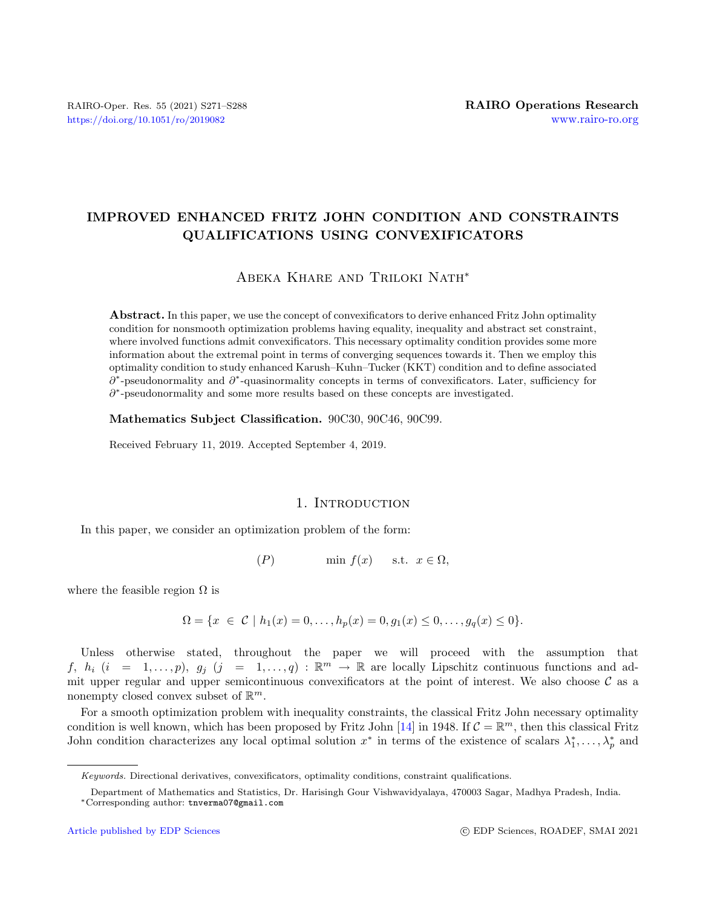# IMPROVED ENHANCED FRITZ JOHN CONDITION AND CONSTRAINTS QUALIFICATIONS USING CONVEXIFICATORS

Abeka Khare and Triloki Nath*

**Abstract.** In this paper, we use the concept of convexificators to derive enhanced Fritz John optimality condition for nonsmooth optimization problems having equality, inequality and abstract set constraint, where involved functions admit convexificators. This necessary optimality condition provides some more information about the extremal point in terms of converging sequences towards it. Then we employ this optimality condition to study enhanced Karush–Kuhn–Tucker (KKT) condition and to define associated $\partial^*$-pseudonormality and $\partial^*$-quasinormality concepts in terms of convexificators. Later, sufficiency for $\partial^*$-pseudonormality and some more results based on these concepts are investigated.

**Mathematics Subject Classification.** 90C30, 90C46, 90C99.

Received February 11, 2019. Accepted September 4, 2019.

## 1. Introduction

In this paper, we consider an optimization problem of the form:

$$(P) \qquad \min\ f(x) \quad \text{ s.t. } \ x \in \Omega,$$

where the feasible region $\Omega$ is

$$\Omega = \{x \in \mathcal{C} \mid h_1(x) = 0, \ldots, h_p(x) = 0, g_1(x) \leq 0, \ldots, g_q(x) \leq 0\}.$$

Unless otherwise stated, throughout the paper we will proceed with the assumption that $f,\ h_i\ (i = 1, \ldots, p),\ g_j\ (j = 1, \ldots, q) : \mathbb{R}^m \to \mathbb{R}$ are locally Lipschitz continuous functions and admit upper regular and upper semicontinuous convexificators at the point of interest. We also choose $\mathcal{C}$ as a nonempty closed convex subset of $\mathbb{R}^m$.

For a smooth optimization problem with inequality constraints, the classical Fritz John necessary optimality condition is well known, which has been proposed by Fritz John [14] in 1948. If $\mathcal{C} = \mathbb{R}^m$, then this classical Fritz John condition characterizes any local optimal solution $x^*$ in terms of the existence of scalars $\lambda_1^*, \ldots, \lambda_p^*$ and

*Keywords.* Directional derivatives, convexificators, optimality conditions, constraint qualifications.

Department of Mathematics and Statistics, Dr. Harisingh Gour Vishwavidyalaya, 470003 Sagar, Madhya Pradesh, India.
*Corresponding author: tnverma07@gmail.com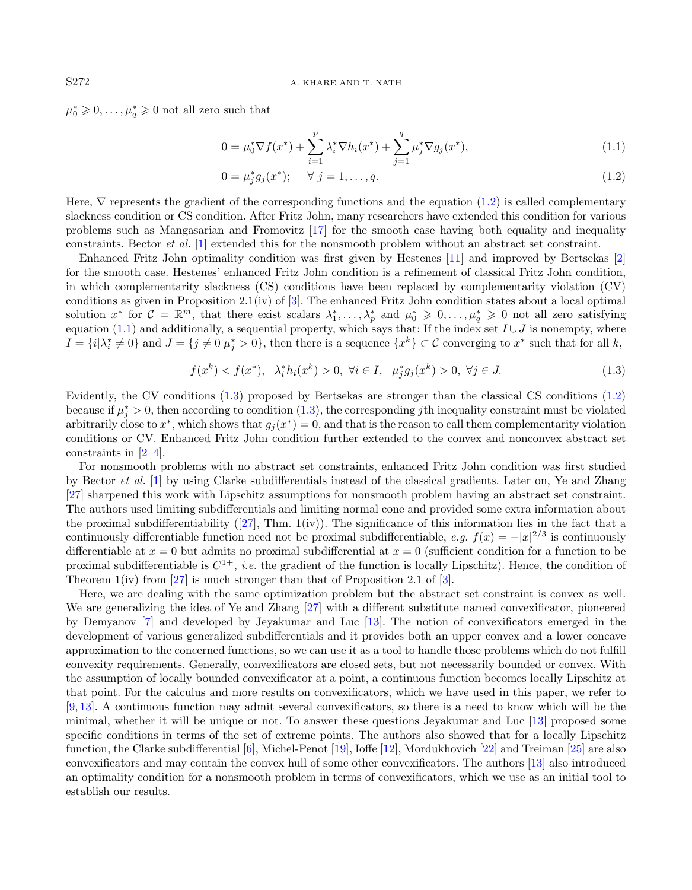$\mu_0^* \geqslant 0, \ldots, \mu_q^* \geqslant 0$ not all zero such that

$$0 = \mu_0^* \nabla f(x^*) + \sum_{i=1}^{p} \lambda_i^* \nabla h_i(x^*) + \sum_{j=1}^{q} \mu_j^* \nabla g_j(x^*), \tag{1.1}$$

$$0 = \mu_j^* g_j(x^*); \quad \forall\, j = 1, \ldots, q. \tag{1.2}$$

Here, $\nabla$ represents the gradient of the corresponding functions and the equation (1.2) is called complementary slackness condition or CS condition. After Fritz John, many researchers have extended this condition for various problems such as Mangasarian and Fromovitz [17] for the smooth case having both equality and inequality constraints. Bector *et al.* [1] extended this for the nonsmooth problem without an abstract set constraint.

Enhanced Fritz John optimality condition was first given by Hestenes [11] and improved by Bertsekas [2] for the smooth case. Hestenes' enhanced Fritz John condition is a refinement of classical Fritz John condition, in which complementarity slackness (CS) conditions have been replaced by complementarity violation (CV) conditions as given in Proposition 2.1(iv) of [3]. The enhanced Fritz John condition states about a local optimal solution $x^*$ for $\mathcal{C} = \mathbb{R}^m$, that there exist scalars $\lambda_1^*, \ldots, \lambda_p^*$ and $\mu_0^* \geqslant 0, \ldots, \mu_q^* \geqslant 0$ not all zero satisfying equation (1.1) and additionally, a sequential property, which says that: If the index set $I \cup J$ is nonempty, where $I = \{i | \lambda_i^* \neq 0\}$ and $J = \{j \neq 0 | \mu_j^* > 0\}$, then there is a sequence $\{x^k\} \subset \mathcal{C}$ converging to $x^*$ such that for all $k$,

$$f(x^k) < f(x^*), \quad \lambda_i^* h_i(x^k) > 0,\ \forall i \in I, \quad \mu_j^* g_j(x^k) > 0,\ \forall j \in J. \tag{1.3}$$

Evidently, the CV conditions (1.3) proposed by Bertsekas are stronger than the classical CS conditions (1.2) because if $\mu_j^* > 0$, then according to condition (1.3), the corresponding $j$th inequality constraint must be violated arbitrarily close to $x^*$, which shows that $g_j(x^*) = 0$, and that is the reason to call them complementarity violation conditions or CV. Enhanced Fritz John condition further extended to the convex and nonconvex abstract set constraints in [2–4].

For nonsmooth problems with no abstract set constraints, enhanced Fritz John condition was first studied by Bector *et al.* [1] by using Clarke subdifferentials instead of the classical gradients. Later on, Ye and Zhang [27] sharpened this work with Lipschitz assumptions for nonsmooth problem having an abstract set constraint. The authors used limiting subdifferentials and limiting normal cone and provided some extra information about the proximal subdifferentiability ([27], Thm. 1(iv)). The significance of this information lies in the fact that a continuously differentiable function need not be proximal subdifferentiable, *e.g.* $f(x) = -|x|^{2/3}$ is continuously differentiable at $x = 0$ but admits no proximal subdifferential at $x = 0$ (sufficient condition for a function to be proximal subdifferentiable is $C^{1+}$, *i.e.* the gradient of the function is locally Lipschitz). Hence, the condition of Theorem 1(iv) from [27] is much stronger than that of Proposition 2.1 of [3].

Here, we are dealing with the same optimization problem but the abstract set constraint is convex as well. We are generalizing the idea of Ye and Zhang [27] with a different substitute named convexificator, pioneered by Demyanov [7] and developed by Jeyakumar and Luc [13]. The notion of convexificators emerged in the development of various generalized subdifferentials and it provides both an upper convex and a lower concave approximation to the concerned functions, so we can use it as a tool to handle those problems which do not fulfill convexity requirements. Generally, convexificators are closed sets, but not necessarily bounded or convex. With the assumption of locally bounded convexificator at a point, a continuous function becomes locally Lipschitz at that point. For the calculus and more results on convexificators, which we have used in this paper, we refer to [9, 13]. A continuous function may admit several convexificators, so there is a need to know which will be the minimal, whether it will be unique or not. To answer these questions Jeyakumar and Luc [13] proposed some specific conditions in terms of the set of extreme points. The authors also showed that for a locally Lipschitz function, the Clarke subdifferential [6], Michel-Penot [19], Ioffe [12], Mordukhovich [22] and Treiman [25] are also convexificators and may contain the convex hull of some other convexificators. The authors [13] also introduced an optimality condition for a nonsmooth problem in terms of convexificators, which we use as an initial tool to establish our results.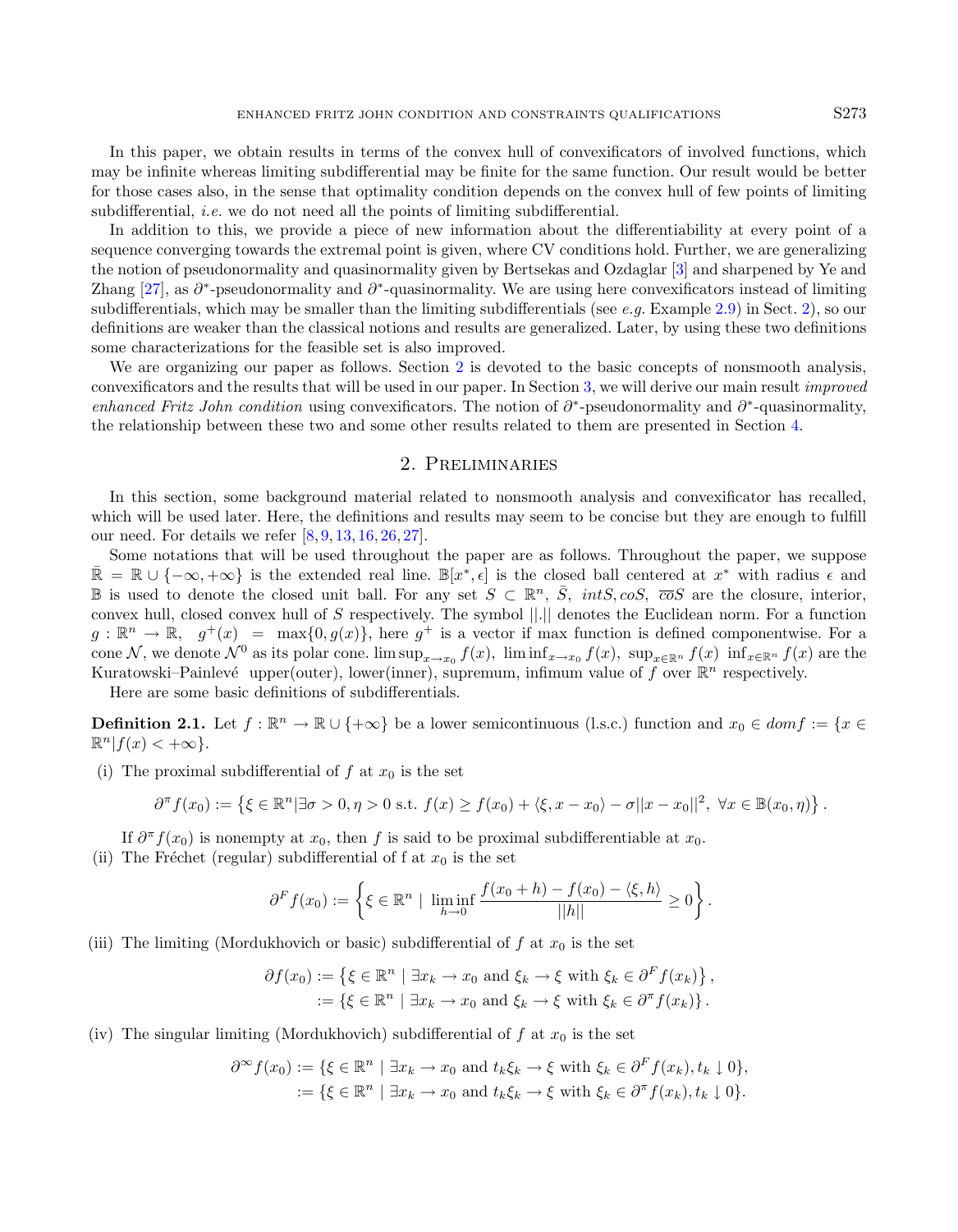In this paper, we obtain results in terms of the convex hull of convexificators of involved functions, which may be infinite whereas limiting subdifferential may be finite for the same function. Our result would be better for those cases also, in the sense that optimality condition depends on the convex hull of few points of limiting subdifferential, *i.e.* we do not need all the points of limiting subdifferential.

In addition to this, we provide a piece of new information about the differentiability at every point of a sequence converging towards the extremal point is given, where CV conditions hold. Further, we are generalizing the notion of pseudonormality and quasinormality given by Bertsekas and Ozdaglar [3] and sharpened by Ye and Zhang [27], as $\partial^*$-pseudonormality and $\partial^*$-quasinormality. We are using here convexificators instead of limiting subdifferentials, which may be smaller than the limiting subdifferentials (see *e.g.* Example 2.9) in Sect. 2), so our definitions are weaker than the classical notions and results are generalized. Later, by using these two definitions some characterizations for the feasible set is also improved.

We are organizing our paper as follows. Section 2 is devoted to the basic concepts of nonsmooth analysis, convexificators and the results that will be used in our paper. In Section 3, we will derive our main result *improved enhanced Fritz John condition* using convexificators. The notion of $\partial^*$-pseudonormality and $\partial^*$-quasinormality, the relationship between these two and some other results related to them are presented in Section 4.

## 2. Preliminaries

In this section, some background material related to nonsmooth analysis and convexificator has recalled, which will be used later. Here, the definitions and results may seem to be concise but they are enough to fulfill our need. For details we refer [8, 9, 13, 16, 26, 27].

Some notations that will be used throughout the paper are as follows. Throughout the paper, we suppose $\bar{\mathbb{R}} = \mathbb{R} \cup \{-\infty, +\infty\}$ is the extended real line. $\mathbb{B}[x^*, \epsilon]$ is the closed ball centered at $x^*$ with radius $\epsilon$ and $\mathbb{B}$ is used to denote the closed unit ball. For any set $S \subset \mathbb{R}^n$, $\bar{S}$, $intS, coS$, $\overline{co}S$ are the closure, interior, convex hull, closed convex hull of $S$ respectively. The symbol $||.||$ denotes the Euclidean norm. For a function $g : \mathbb{R}^n \to \mathbb{R}$, $g^+(x) = \max\{0, g(x)\}$, here $g^+$ is a vector if max function is defined componentwise. For a cone $\mathcal{N}$, we denote $\mathcal{N}^0$ as its polar cone. $\limsup_{x \to x_0} f(x)$, $\liminf_{x \to x_0} f(x)$, $\sup_{x \in \mathbb{R}^n} f(x)$ $\inf_{x \in \mathbb{R}^n} f(x)$ are the Kuratowski–Painlevé upper(outer), lower(inner), supremum, infimum value of $f$ over $\mathbb{R}^n$ respectively.

Here are some basic definitions of subdifferentials.

**Definition 2.1.** Let $f : \mathbb{R}^n \to \mathbb{R} \cup \{+\infty\}$ be a lower semicontinuous (l.s.c.) function and $x_0 \in dom f := \{x \in \mathbb{R}^n | f(x) < +\infty\}$.

(i) The proximal subdifferential of $f$ at $x_0$ is the set

$$\partial^\pi f(x_0) := \left\{\xi \in \mathbb{R}^n | \exists \sigma > 0, \eta > 0 \text{ s.t. } f(x) \geq f(x_0) + \langle \xi, x - x_0 \rangle - \sigma ||x - x_0||^2, \ \forall x \in \mathbb{B}(x_0, \eta)\right\}.$$

If $\partial^\pi f(x_0)$ is nonempty at $x_0$, then $f$ is said to be proximal subdifferentiable at $x_0$.

(ii) The Fréchet (regular) subdifferential of f at $x_0$ is the set

$$\partial^F f(x_0) := \left\{\xi \in \mathbb{R}^n \mid \liminf_{h \to 0} \frac{f(x_0 + h) - f(x_0) - \langle \xi, h \rangle}{||h||} \geq 0\right\}.$$

(iii) The limiting (Mordukhovich or basic) subdifferential of $f$ at $x_0$ is the set

$$\begin{aligned}\partial f(x_0) &:= \left\{\xi \in \mathbb{R}^n \mid \exists x_k \to x_0 \text{ and } \xi_k \to \xi \text{ with } \xi_k \in \partial^F f(x_k)\right\}, \\ &:= \left\{\xi \in \mathbb{R}^n \mid \exists x_k \to x_0 \text{ and } \xi_k \to \xi \text{ with } \xi_k \in \partial^\pi f(x_k)\right\}.\end{aligned}$$

(iv) The singular limiting (Mordukhovich) subdifferential of $f$ at $x_0$ is the set

$$\begin{aligned}\partial^\infty f(x_0) &:= \{\xi \in \mathbb{R}^n \mid \exists x_k \to x_0 \text{ and } t_k \xi_k \to \xi \text{ with } \xi_k \in \partial^F f(x_k), t_k \downarrow 0\}, \\ &:= \{\xi \in \mathbb{R}^n \mid \exists x_k \to x_0 \text{ and } t_k \xi_k \to \xi \text{ with } \xi_k \in \partial^\pi f(x_k), t_k \downarrow 0\}.\end{aligned}$$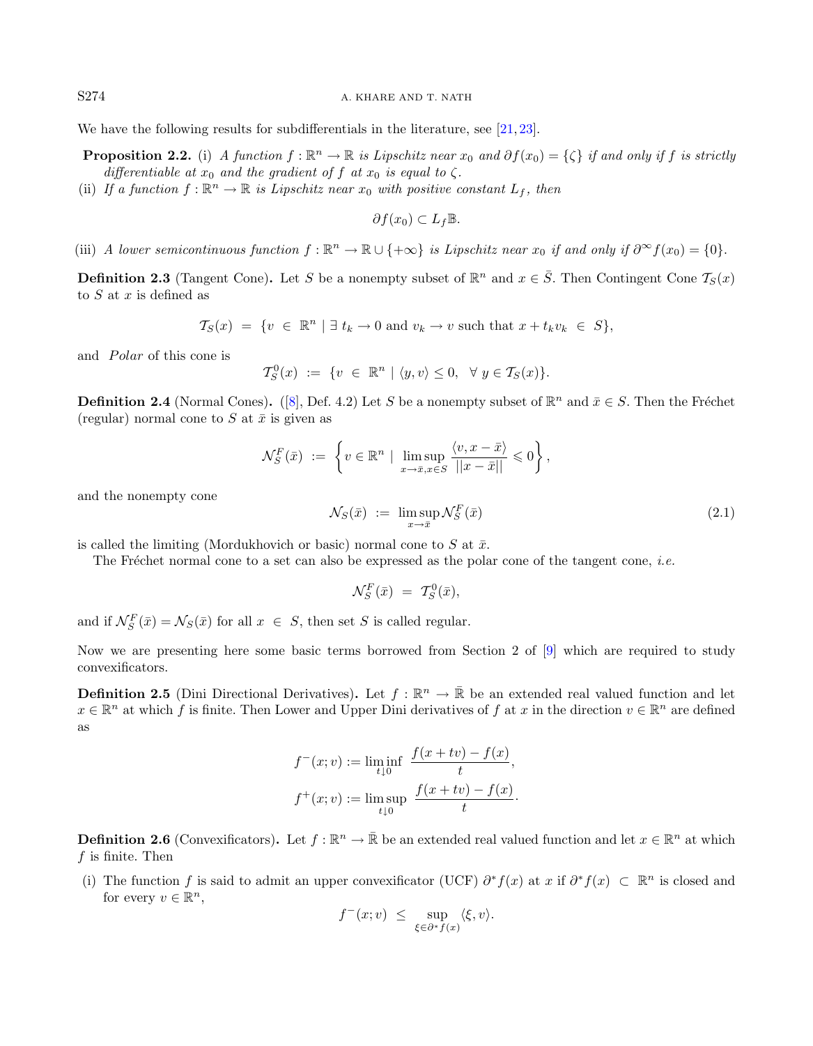We have the following results for subdifferentials in the literature, see [21,23].

**Proposition 2.2.** (i) *A function $f : \mathbb{R}^n \to \mathbb{R}$ is Lipschitz near $x_0$ and $\partial f(x_0) = \{\zeta\}$ if and only if $f$ is strictly differentiable at $x_0$ and the gradient of $f$ at $x_0$ is equal to $\zeta$.*

(ii) *If a function $f : \mathbb{R}^n \to \mathbb{R}$ is Lipschitz near $x_0$ with positive constant $L_f$, then*

$$\partial f(x_0) \subset L_f \mathbb{B}.$$

(iii) *A lower semicontinuous function $f : \mathbb{R}^n \to \mathbb{R} \cup \{+\infty\}$ is Lipschitz near $x_0$ if and only if $\partial^\infty f(x_0) = \{0\}$.*

**Definition 2.3** (Tangent Cone)**.** Let $S$ be a nonempty subset of $\mathbb{R}^n$ and $x \in \bar{S}$. Then Contingent Cone $\mathcal{T}_S(x)$ to $S$ at $x$ is defined as

$$\mathcal{T}_S(x) \ = \ \{v \ \in \ \mathbb{R}^n \mid \exists \ t_k \to 0 \text{ and } v_k \to v \text{ such that } x + t_k v_k \ \in \ S\},$$

and *Polar* of this cone is

$$\mathcal{T}_S^0(x) \ := \ \{v \ \in \ \mathbb{R}^n \mid \langle y, v\rangle \leq 0, \ \ \forall \ y \in \mathcal{T}_S(x)\}.$$

**Definition 2.4** (Normal Cones)**.** ([8], Def. 4.2) Let $S$ be a nonempty subset of $\mathbb{R}^n$ and $\bar{x} \in S$. Then the Fréchet (regular) normal cone to $S$ at $\bar{x}$ is given as

$$\mathcal{N}_S^F(\bar{x}) \ := \ \left\{ v \in \mathbb{R}^n \mid \limsup_{x \to \bar{x}, x \in S} \frac{\langle v, x - \bar{x}\rangle}{||x - \bar{x}||} \leqslant 0 \right\},$$

and the nonempty cone

$$\mathcal{N}_S(\bar{x}) \ := \ \limsup_{x \to \bar{x}} \mathcal{N}_S^F(\bar{x}) \tag{2.1}$$

is called the limiting (Mordukhovich or basic) normal cone to $S$ at $\bar{x}$.

The Fréchet normal cone to a set can also be expressed as the polar cone of the tangent cone, *i.e.*

$$\mathcal{N}_S^F(\bar{x}) \ = \ \mathcal{T}_S^0(\bar{x}),$$

and if $\mathcal{N}_S^F(\bar{x}) = \mathcal{N}_S(\bar{x})$ for all $x \ \in \ S$, then set $S$ is called regular.

Now we are presenting here some basic terms borrowed from Section 2 of [9] which are required to study convexificators.

**Definition 2.5** (Dini Directional Derivatives)**.** Let $f : \mathbb{R}^n \to \bar{\mathbb{R}}$ be an extended real valued function and let $x \in \mathbb{R}^n$ at which $f$ is finite. Then Lower and Upper Dini derivatives of $f$ at $x$ in the direction $v \in \mathbb{R}^n$ are defined as

$$f^-(x; v) := \liminf_{t \downarrow 0} \ \frac{f(x + tv) - f(x)}{t},$$

$$f^+(x; v) := \limsup_{t \downarrow 0} \ \frac{f(x + tv) - f(x)}{t}.$$

**Definition 2.6** (Convexificators)**.** Let $f : \mathbb{R}^n \to \bar{\mathbb{R}}$ be an extended real valued function and let $x \in \mathbb{R}^n$ at which $f$ is finite. Then

(i) The function $f$ is said to admit an upper convexificator (UCF) $\partial^* f(x)$ at $x$ if $\partial^* f(x) \ \subset \ \mathbb{R}^n$ is closed and for every $v \in \mathbb{R}^n$,

$$f^-(x; v) \ \leq \ \sup_{\xi \in \partial^* f(x)} \langle \xi, v\rangle.$$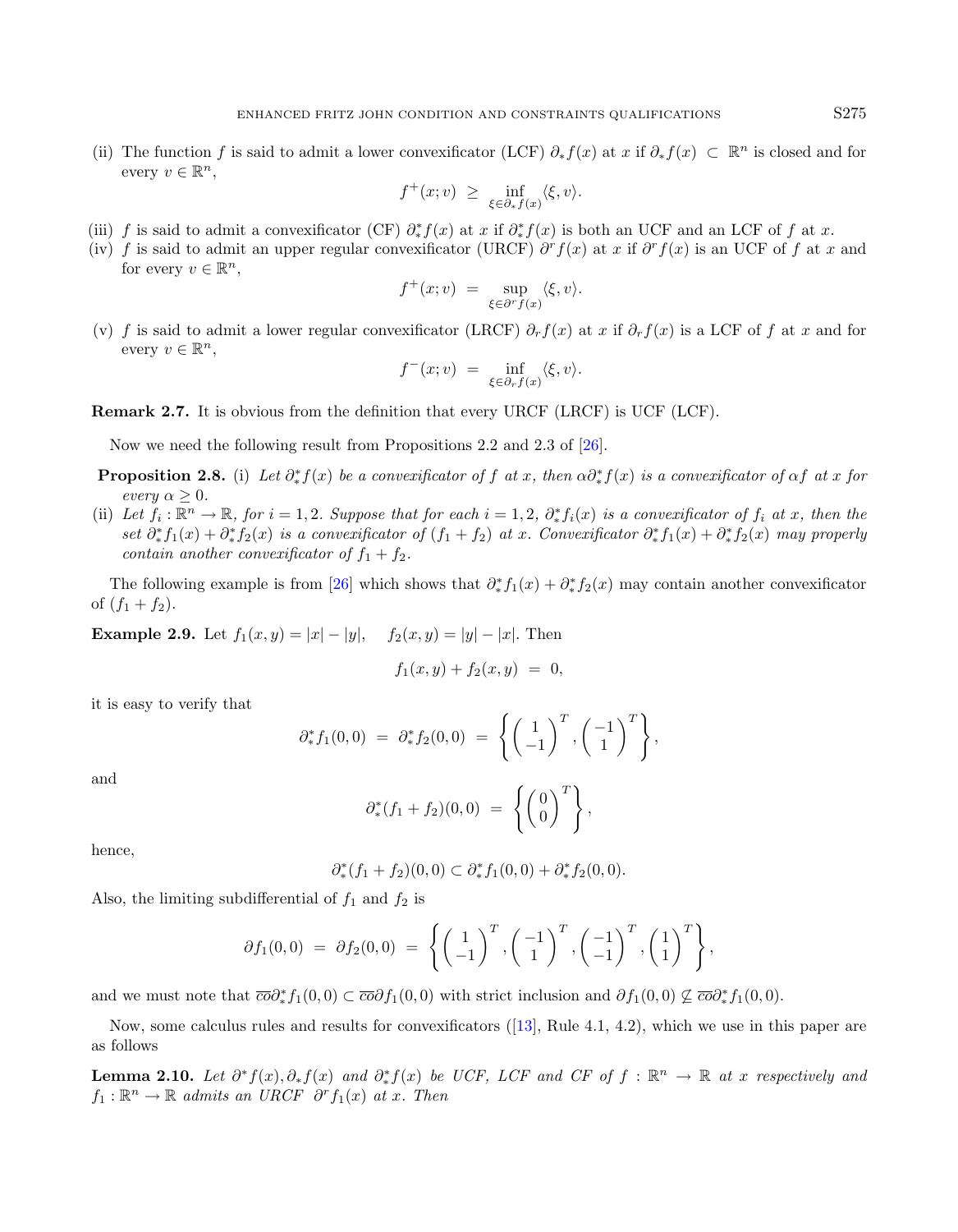(ii) The function $f$ is said to admit a lower convexificator (LCF) $\partial_* f(x)$ at $x$ if $\partial_* f(x) \subset \mathbb{R}^n$ is closed and for every $v \in \mathbb{R}^n$,

$$f^+(x; v) \ \geq \ \inf_{\xi \in \partial_* f(x)} \langle \xi, v \rangle.$$

(iii) $f$ is said to admit a convexificator (CF) $\partial_*^* f(x)$ at $x$ if $\partial_*^* f(x)$ is both an UCF and an LCF of $f$ at $x$.

(iv) $f$ is said to admit an upper regular convexificator (URCF) $\partial^r f(x)$ at $x$ if $\partial^r f(x)$ is an UCF of $f$ at $x$ and for every $v \in \mathbb{R}^n$,

$$f^+(x; v) \ = \ \sup_{\xi \in \partial^r f(x)} \langle \xi, v \rangle.$$

(v) $f$ is said to admit a lower regular convexificator (LRCF) $\partial_r f(x)$ at $x$ if $\partial_r f(x)$ is a LCF of $f$ at $x$ and for every $v \in \mathbb{R}^n$,

$$f^-(x; v) \ = \ \inf_{\xi \in \partial_r f(x)} \langle \xi, v \rangle.$$

**Remark 2.7.** It is obvious from the definition that every URCF (LRCF) is UCF (LCF).

Now we need the following result from Propositions 2.2 and 2.3 of [26].

**Proposition 2.8.** (i) *Let $\partial_*^* f(x)$ be a convexificator of $f$ at $x$, then $\alpha \partial_*^* f(x)$ is a convexificator of $\alpha f$ at $x$ for every $\alpha \geq 0$.*

(ii) *Let $f_i : \mathbb{R}^n \to \mathbb{R}$, for $i = 1, 2$. Suppose that for each $i = 1, 2$, $\partial_*^* f_i(x)$ is a convexificator of $f_i$ at $x$, then the set $\partial_*^* f_1(x) + \partial_*^* f_2(x)$ is a convexificator of $(f_1 + f_2)$ at $x$. Convexificator $\partial_*^* f_1(x) + \partial_*^* f_2(x)$ may properly contain another convexificator of $f_1 + f_2$.*

The following example is from [26] which shows that $\partial_*^* f_1(x) + \partial_*^* f_2(x)$ may contain another convexificator of $(f_1 + f_2)$.

**Example 2.9.** Let $f_1(x, y) = |x| - |y|$, $\quad f_2(x, y) = |y| - |x|$. Then

$$f_1(x, y) + f_2(x, y) \ = \ 0,$$

it is easy to verify that

$$\partial_*^* f_1(0, 0) \ = \ \partial_*^* f_2(0, 0) \ = \ \left\{ \begin{pmatrix} 1 \\ -1 \end{pmatrix}^T, \begin{pmatrix} -1 \\ 1 \end{pmatrix}^T \right\},$$

and

$$\partial_*^* (f_1 + f_2)(0, 0) \ = \ \left\{ \begin{pmatrix} 0 \\ 0 \end{pmatrix}^T \right\},$$

hence,

$$\partial_*^* (f_1 + f_2)(0, 0) \subset \partial_*^* f_1(0, 0) + \partial_*^* f_2(0, 0).$$

Also, the limiting subdifferential of $f_1$ and $f_2$ is

$$\partial f_1(0, 0) \ = \ \partial f_2(0, 0) \ = \ \left\{ \begin{pmatrix} 1 \\ -1 \end{pmatrix}^T, \begin{pmatrix} -1 \\ 1 \end{pmatrix}^T, \begin{pmatrix} -1 \\ -1 \end{pmatrix}^T, \begin{pmatrix} 1 \\ 1 \end{pmatrix}^T \right\},$$

and we must note that $\overline{co} \partial_*^* f_1(0, 0) \subset \overline{co} \partial f_1(0, 0)$ with strict inclusion and $\partial f_1(0, 0) \not\subseteq \overline{co} \partial_*^* f_1(0, 0)$.

Now, some calculus rules and results for convexificators ([13], Rule 4.1, 4.2), which we use in this paper are as follows

**Lemma 2.10.** *Let $\partial^* f(x), \partial_* f(x)$ and $\partial_*^* f(x)$ be UCF, LCF and CF of $f : \mathbb{R}^n \to \mathbb{R}$ at $x$ respectively and $f_1 : \mathbb{R}^n \to \mathbb{R}$ admits an URCF $\partial^r f_1(x)$ at $x$. Then*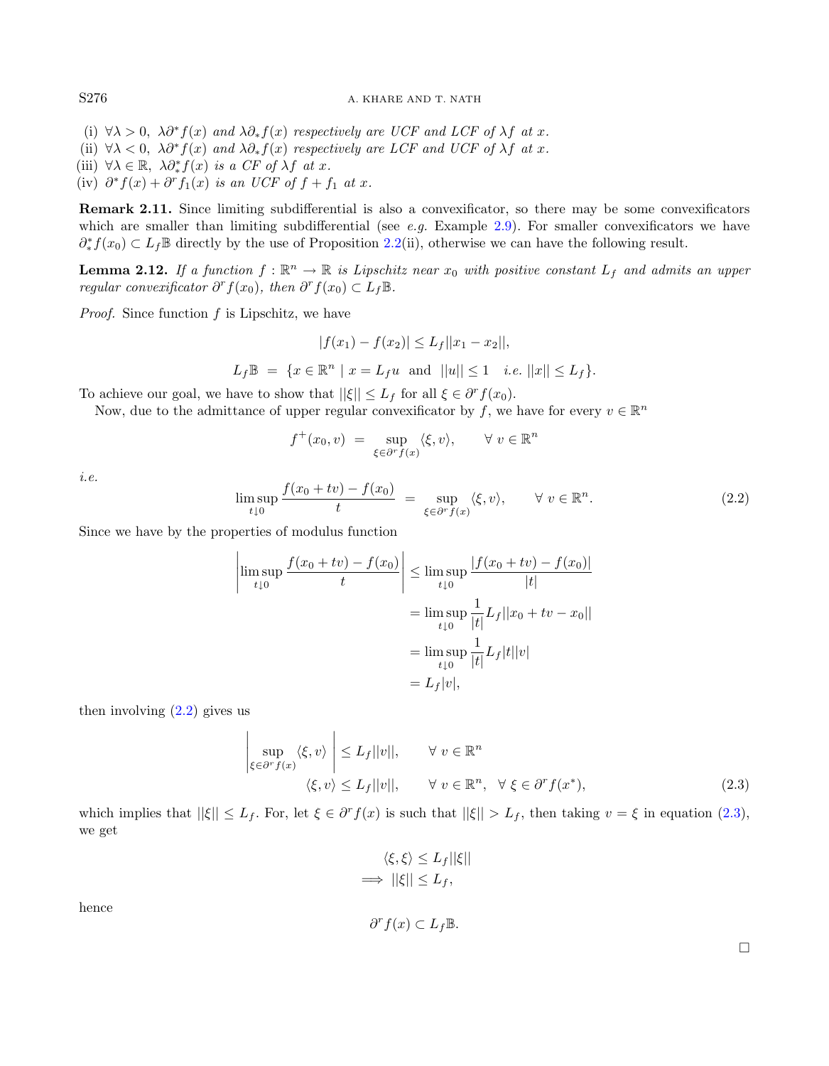(i) $\forall \lambda > 0$, $\lambda\partial^* f(x)$ and $\lambda\partial_* f(x)$ respectively are UCF and LCF of $\lambda f$ at $x$.
(ii) $\forall \lambda < 0$, $\lambda\partial^* f(x)$ and $\lambda\partial_* f(x)$ respectively are LCF and UCF of $\lambda f$ at $x$.
(iii) $\forall \lambda \in \mathbb{R}$, $\lambda\partial^*_* f(x)$ is a CF of $\lambda f$ at $x$.
(iv) $\partial^* f(x) + \partial^r f_1(x)$ is an UCF of $f + f_1$ at $x$.

**Remark 2.11.** Since limiting subdifferential is also a convexificator, so there may be some convexificators which are smaller than limiting subdifferential (see *e.g.* Example 2.9). For smaller convexificators we have $\partial^*_* f(x_0) \subset L_f\mathbb{B}$ directly by the use of Proposition 2.2(ii), otherwise we can have the following result.

**Lemma 2.12.** *If a function $f : \mathbb{R}^n \to \mathbb{R}$ is Lipschitz near $x_0$ with positive constant $L_f$ and admits an upper regular convexificator $\partial^r f(x_0)$, then $\partial^r f(x_0) \subset L_f\mathbb{B}$.*

*Proof.* Since function $f$ is Lipschitz, we have

$$|f(x_1) - f(x_2)| \leq L_f||x_1 - x_2||,$$

$$L_f\mathbb{B} \ = \ \{x \in \mathbb{R}^n \mid x = L_f u \ \text{ and } \ ||u|| \leq 1 \quad i.e. \ ||x|| \leq L_f\}.$$

To achieve our goal, we have to show that $||\xi|| \leq L_f$ for all $\xi \in \partial^r f(x_0)$.

Now, due to the admittance of upper regular convexificator by $f$, we have for every $v \in \mathbb{R}^n$

$$f^+(x_0, v) \ = \ \sup_{\xi \in \partial^r f(x)} \langle \xi, v\rangle, \qquad \forall \ v \in \mathbb{R}^n$$

*i.e.*

$$\limsup_{t\downarrow 0} \frac{f(x_0 + tv) - f(x_0)}{t} \ = \ \sup_{\xi \in \partial^r f(x)} \langle \xi, v\rangle, \qquad \forall \ v \in \mathbb{R}^n. \tag{2.2}$$

Since we have by the properties of modulus function

$$\begin{aligned}
\left|\limsup_{t\downarrow 0} \frac{f(x_0 + tv) - f(x_0)}{t}\right| &\leq \limsup_{t\downarrow 0} \frac{|f(x_0 + tv) - f(x_0)|}{|t|} \\
&= \limsup_{t\downarrow 0} \frac{1}{|t|} L_f||x_0 + tv - x_0|| \\
&= \limsup_{t\downarrow 0} \frac{1}{|t|} L_f|t||v| \\
&= L_f|v|,
\end{aligned}$$

then involving (2.2) gives us

$$\begin{aligned}
\left|\sup_{\xi \in \partial^r f(x)} \langle \xi, v\rangle\right| &\leq L_f||v||, \qquad \forall \ v \in \mathbb{R}^n \\
\langle \xi, v\rangle &\leq L_f||v||, \qquad \forall \ v \in \mathbb{R}^n, \ \ \forall \ \xi \in \partial^r f(x^*),
\end{aligned} \tag{2.3}$$

which implies that $||\xi|| \leq L_f$. For, let $\xi \in \partial^r f(x)$ is such that $||\xi|| > L_f$, then taking $v = \xi$ in equation (2.3), we get

$$\begin{aligned}
&\langle \xi, \xi\rangle \leq L_f||\xi|| \\
\implies \ &||\xi|| \leq L_f,
\end{aligned}$$

hence

$$\partial^r f(x) \subset L_f\mathbb{B}.$$

$\square$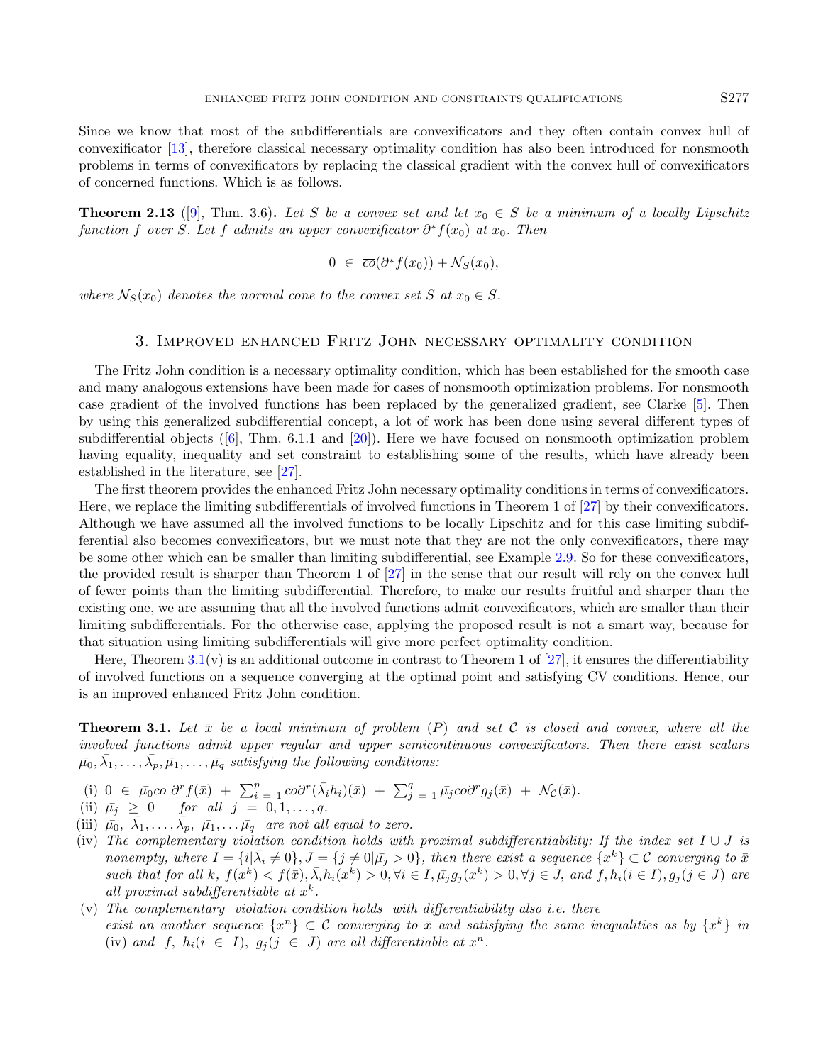Since we know that most of the subdifferentials are convexificators and they often contain convex hull of convexificator [13], therefore classical necessary optimality condition has also been introduced for nonsmooth problems in terms of convexificators by replacing the classical gradient with the convex hull of convexificators of concerned functions. Which is as follows.

**Theorem 2.13** ([9], Thm. 3.6)**.** *Let $S$ be a convex set and let $x_0 \in S$ be a minimum of a locally Lipschitz function $f$ over $S$. Let $f$ admits an upper convexificator $\partial^* f(x_0)$ at $x_0$. Then*

$$0 \in \overline{\overline{co}(\partial^* f(x_0)) + \mathcal{N}_S(x_0)},$$

*where $\mathcal{N}_S(x_0)$ denotes the normal cone to the convex set $S$ at $x_0 \in S$.*

## 3. Improved enhanced Fritz John necessary optimality condition

The Fritz John condition is a necessary optimality condition, which has been established for the smooth case and many analogous extensions have been made for cases of nonsmooth optimization problems. For nonsmooth case gradient of the involved functions has been replaced by the generalized gradient, see Clarke [5]. Then by using this generalized subdifferential concept, a lot of work has been done using several different types of subdifferential objects ([6], Thm. 6.1.1 and [20]). Here we have focused on nonsmooth optimization problem having equality, inequality and set constraint to establishing some of the results, which have already been established in the literature, see [27].

The first theorem provides the enhanced Fritz John necessary optimality conditions in terms of convexificators. Here, we replace the limiting subdifferentials of involved functions in Theorem 1 of [27] by their convexificators. Although we have assumed all the involved functions to be locally Lipschitz and for this case limiting subdifferential also becomes convexificators, but we must note that they are not the only convexificators, there may be some other which can be smaller than limiting subdifferential, see Example 2.9. So for these convexificators, the provided result is sharper than Theorem 1 of [27] in the sense that our result will rely on the convex hull of fewer points than the limiting subdifferential. Therefore, to make our results fruitful and sharper than the existing one, we are assuming that all the involved functions admit convexificators, which are smaller than their limiting subdifferentials. For the otherwise case, applying the proposed result is not a smart way, because for that situation using limiting subdifferentials will give more perfect optimality condition.

Here, Theorem 3.1(v) is an additional outcome in contrast to Theorem 1 of [27], it ensures the differentiability of involved functions on a sequence converging at the optimal point and satisfying CV conditions. Hence, our is an improved enhanced Fritz John condition.

**Theorem 3.1.** *Let $\bar{x}$ be a local minimum of problem $(P)$ and set $\mathcal{C}$ is closed and convex, where all the involved functions admit upper regular and upper semicontinuous convexificators. Then there exist scalars $\bar{\mu_0}, \bar{\lambda}_1, \ldots, \bar{\lambda}_p, \bar{\mu_1}, \ldots, \bar{\mu_q}$ satisfying the following conditions:*

- (i) $0 \in \bar{\mu_0}\overline{co}\, \partial^r f(\bar{x}) + \sum_{i=1}^{p} \overline{co}\partial^r(\bar{\lambda}_i h_i)(\bar{x}) + \sum_{j=1}^{q} \bar{\mu_j}\overline{co}\partial^r g_j(\bar{x}) + \mathcal{N}_{\mathcal{C}}(\bar{x})$.
- (ii) $\bar{\mu_j} \geq 0$ *for all* $j = 0, 1, \ldots, q$.
- (iii) $\bar{\mu_0}, \bar{\lambda}_1, \ldots, \bar{\lambda}_p, \bar{\mu_1}, \ldots \bar{\mu_q}$ *are not all equal to zero.*
- (iv) *The complementary violation condition holds with proximal subdifferentiability: If the index set $I \cup J$ is nonempty, where $I = \{i|\bar{\lambda}_i \neq 0\}, J = \{j \neq 0|\bar{\mu_j} > 0\}$, then there exist a sequence $\{x^k\} \subset \mathcal{C}$ converging to $\bar{x}$ such that for all $k$, $f(x^k) < f(\bar{x}), \bar{\lambda}_i h_i(x^k) > 0, \forall i \in I, \bar{\mu_j} g_j(x^k) > 0, \forall j \in J$, and $f, h_i(i \in I), g_j(j \in J)$ are all proximal subdifferentiable at $x^k$.*
- (v) *The complementary violation condition holds with differentiability also i.e. there exist an another sequence $\{x^n\} \subset \mathcal{C}$ converging to $\bar{x}$ and satisfying the same inequalities as by $\{x^k\}$ in* (iv) *and $f$, $h_i(i \in I)$, $g_j(j \in J)$ are all differentiable at $x^n$.*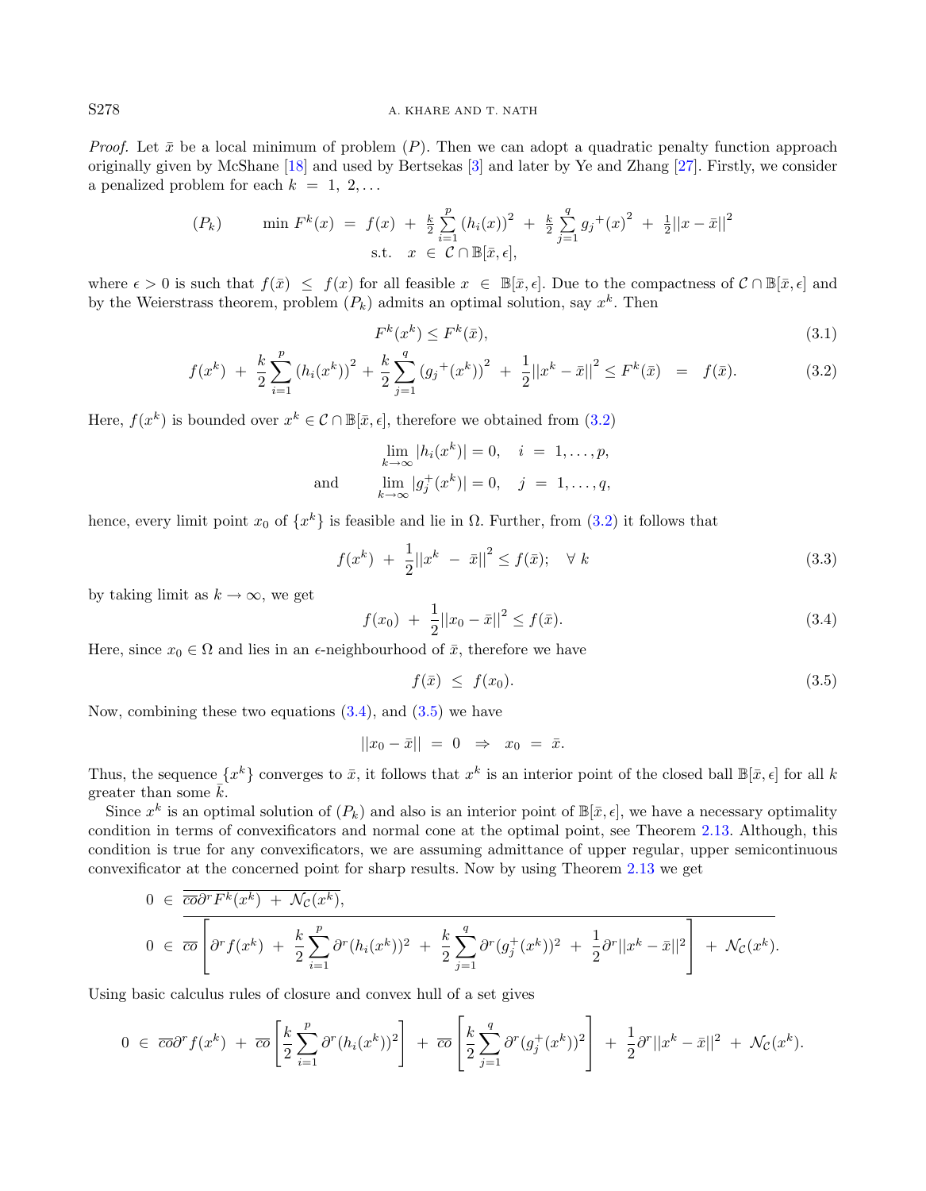*Proof.* Let $\bar{x}$ be a local minimum of problem $(P)$. Then we can adopt a quadratic penalty function approach originally given by McShane [18] and used by Bertsekas [3] and later by Ye and Zhang [27]. Firstly, we consider a penalized problem for each $k = 1, 2, \ldots$

$$(P_k) \qquad \min F^k(x) = f(x) + \frac{k}{2}\sum_{i=1}^{p}(h_i(x))^2 + \frac{k}{2}\sum_{j=1}^{q} {g_j}^+(x)^2 + \frac{1}{2}||x-\bar{x}||^2$$
$$\text{s.t.} \quad x \in \mathcal{C} \cap \mathbb{B}[\bar{x}, \epsilon],$$

where $\epsilon > 0$ is such that $f(\bar{x}) \le f(x)$ for all feasible $x \in \mathbb{B}[\bar{x}, \epsilon]$. Due to the compactness of $\mathcal{C} \cap \mathbb{B}[\bar{x}, \epsilon]$ and by the Weierstrass theorem, problem $(P_k)$ admits an optimal solution, say $x^k$. Then

$$F^k(x^k) \le F^k(\bar{x}), \tag{3.1}$$

$$f(x^k) + \frac{k}{2}\sum_{i=1}^{p}(h_i(x^k))^2 + \frac{k}{2}\sum_{j=1}^{q}({g_j}^+(x^k))^2 + \frac{1}{2}||x^k-\bar{x}||^2 \le F^k(\bar{x}) = f(\bar{x}). \tag{3.2}$$

Here, $f(x^k)$ is bounded over $x^k \in \mathcal{C} \cap \mathbb{B}[\bar{x}, \epsilon]$, therefore we obtained from (3.2)

$$\lim_{k\to\infty} |h_i(x^k)| = 0, \quad i = 1, \ldots, p,$$
$$\text{and} \qquad \lim_{k\to\infty} |g_j^+(x^k)| = 0, \quad j = 1, \ldots, q,$$

hence, every limit point $x_0$ of $\{x^k\}$ is feasible and lie in $\Omega$. Further, from (3.2) it follows that

$$f(x^k) + \frac{1}{2}||x^k - \bar{x}||^2 \le f(\bar{x}); \quad \forall\ k \tag{3.3}$$

by taking limit as $k \to \infty$, we get

$$f(x_0) + \frac{1}{2}||x_0 - \bar{x}||^2 \le f(\bar{x}). \tag{3.4}$$

Here, since $x_0 \in \Omega$ and lies in an $\epsilon$-neighbourhood of $\bar{x}$, therefore we have

$$f(\bar{x}) \le f(x_0). \tag{3.5}$$

Now, combining these two equations (3.4), and (3.5) we have

$$||x_0 - \bar{x}|| = 0 \ \Rightarrow \ x_0 = \bar{x}.$$

Thus, the sequence $\{x^k\}$ converges to $\bar{x}$, it follows that $x^k$ is an interior point of the closed ball $\mathbb{B}[\bar{x}, \epsilon]$ for all $k$ greater than some $\bar{k}$.

Since $x^k$ is an optimal solution of $(P_k)$ and also is an interior point of $\mathbb{B}[\bar{x}, \epsilon]$, we have a necessary optimality condition in terms of convexificators and normal cone at the optimal point, see Theorem 2.13. Although, this condition is true for any convexificators, we are assuming admittance of upper regular, upper semicontinuous convexificator at the concerned point for sharp results. Now by using Theorem 2.13 we get

$$0 \in \overline{\overline{co}\partial^r F^k(x^k) + \mathcal{N}_{\mathcal{C}}(x^k)},$$

$$0 \in \overline{\overline{co}\left[\partial^r f(x^k) + \frac{k}{2}\sum_{i=1}^{p}\partial^r(h_i(x^k))^2 + \frac{k}{2}\sum_{j=1}^{q}\partial^r(g_j^+(x^k))^2 + \frac{1}{2}\partial^r||x^k-\bar{x}||^2\right] + \mathcal{N}_{\mathcal{C}}(x^k)}.$$

Using basic calculus rules of closure and convex hull of a set gives

$$0 \in \overline{co}\partial^r f(x^k) + \overline{co}\left[\frac{k}{2}\sum_{i=1}^{p}\partial^r(h_i(x^k))^2\right] + \overline{co}\left[\frac{k}{2}\sum_{j=1}^{q}\partial^r(g_j^+(x^k))^2\right] + \frac{1}{2}\partial^r||x^k-\bar{x}||^2 + \mathcal{N}_{\mathcal{C}}(x^k).$$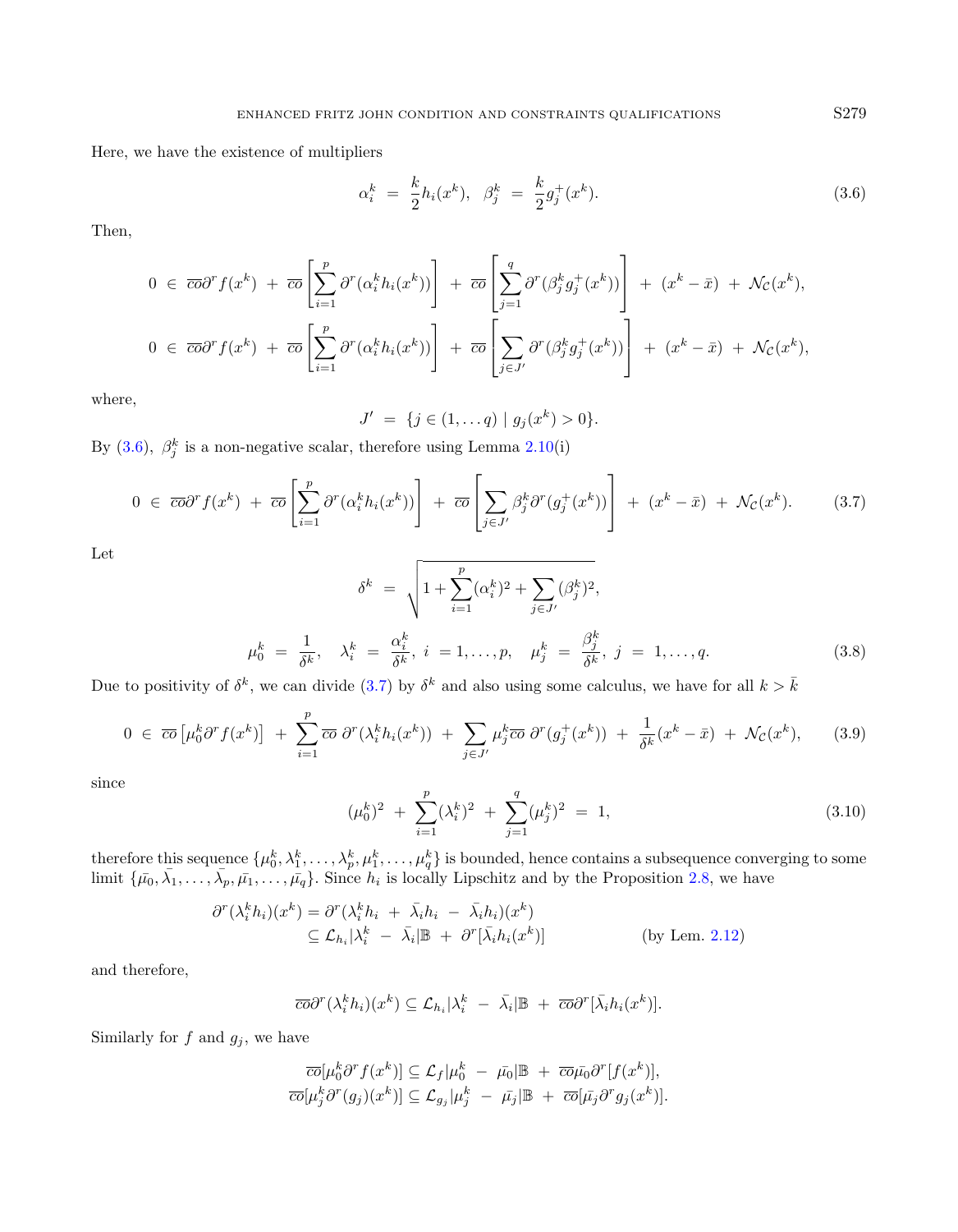Here, we have the existence of multipliers

$$\alpha_i^k \;=\; \frac{k}{2} h_i(x^k), \quad \beta_j^k \;=\; \frac{k}{2} g_j^+(x^k). \tag{3.6}$$

Then,

$$0 \;\in\; \overline{co}\partial^r f(x^k) \;+\; \overline{co}\left[\sum_{i=1}^{p} \partial^r(\alpha_i^k h_i(x^k))\right] \;+\; \overline{co}\left[\sum_{j=1}^{q} \partial^r(\beta_j^k g_j^+(x^k))\right] \;+\; (x^k - \bar{x}) \;+\; \mathcal{N}_{\mathcal{C}}(x^k),$$

$$0 \;\in\; \overline{co}\partial^r f(x^k) \;+\; \overline{co}\left[\sum_{i=1}^{p} \partial^r(\alpha_i^k h_i(x^k))\right] \;+\; \overline{co}\left[\sum_{j\in J'} \partial^r(\beta_j^k g_j^+(x^k))\right] \;+\; (x^k - \bar{x}) \;+\; \mathcal{N}_{\mathcal{C}}(x^k),$$

where,

$$J' \;=\; \{j \in (1,\dots q) \mid g_j(x^k) > 0\}.$$

By (3.6), $\beta_j^k$ is a non-negative scalar, therefore using Lemma 2.10(i)

$$0 \;\in\; \overline{co}\partial^r f(x^k) \;+\; \overline{co}\left[\sum_{i=1}^{p} \partial^r(\alpha_i^k h_i(x^k))\right] \;+\; \overline{co}\left[\sum_{j\in J'} \beta_j^k \partial^r(g_j^+(x^k))\right] \;+\; (x^k - \bar{x}) \;+\; \mathcal{N}_{\mathcal{C}}(x^k). \tag{3.7}$$

Let

$$\delta^k \;=\; \sqrt{1 + \sum_{i=1}^{p}(\alpha_i^k)^2 + \sum_{j\in J'}(\beta_j^k)^2},$$

$$\mu_0^k \;=\; \frac{1}{\delta^k}, \quad \lambda_i^k \;=\; \frac{\alpha_i^k}{\delta^k},\; i \;=1,\dots,p, \quad \mu_j^k \;=\; \frac{\beta_j^k}{\delta^k},\; j \;=\; 1,\dots,q. \tag{3.8}$$

Due to positivity of $\delta^k$, we can divide (3.7) by $\delta^k$ and also using some calculus, we have for all $k > \bar{k}$

$$0 \;\in\; \overline{co}\left[\mu_0^k \partial^r f(x^k)\right] \;+\; \sum_{i=1}^{p} \overline{co}\; \partial^r(\lambda_i^k h_i(x^k)) \;+\; \sum_{j\in J'} \mu_j^k \overline{co}\; \partial^r(g_j^+(x^k)) \;+\; \frac{1}{\delta^k}(x^k - \bar{x}) \;+\; \mathcal{N}_{\mathcal{C}}(x^k), \tag{3.9}$$

since

$$(\mu_0^k)^2 \;+\; \sum_{i=1}^{p}(\lambda_i^k)^2 \;+\; \sum_{j=1}^{q}(\mu_j^k)^2 \;=\; 1, \tag{3.10}$$

therefore this sequence $\{\mu_0^k, \lambda_1^k, \dots, \lambda_p^k, \mu_1^k, \dots, \mu_q^k\}$ is bounded, hence contains a subsequence converging to some limit $\{\bar{\mu_0}, \bar{\lambda_1}, \dots, \bar{\lambda_p}, \bar{\mu_1}, \dots, \bar{\mu_q}\}$. Since $h_i$ is locally Lipschitz and by the Proposition 2.8, we have

$$\begin{aligned} \partial^r(\lambda_i^k h_i)(x^k) &= \partial^r(\lambda_i^k h_i \;+\; \bar{\lambda}_i h_i \;-\; \bar{\lambda}_i h_i)(x^k) \\ &\subseteq \mathcal{L}_{h_i}|\lambda_i^k \;-\; \bar{\lambda}_i|\mathbb{B} \;+\; \partial^r[\bar{\lambda}_i h_i(x^k)] \qquad \text{(by Lem. 2.12)} \end{aligned}$$

and therefore,

$$\overline{co}\partial^r(\lambda_i^k h_i)(x^k) \subseteq \mathcal{L}_{h_i}|\lambda_i^k \;-\; \bar{\lambda}_i|\mathbb{B} \;+\; \overline{co}\partial^r[\bar{\lambda}_i h_i(x^k)].$$

Similarly for $f$ and $g_j$, we have

$$\overline{co}[\mu_0^k \partial^r f(x^k)] \subseteq \mathcal{L}_f|\mu_0^k \;-\; \bar{\mu_0}|\mathbb{B} \;+\; \overline{co}\bar{\mu_0}\partial^r[f(x^k)],$$
$$\overline{co}[\mu_j^k \partial^r(g_j)(x^k)] \subseteq \mathcal{L}_{g_j}|\mu_j^k \;-\; \bar{\mu_j}|\mathbb{B} \;+\; \overline{co}[\bar{\mu_j}\partial^r g_j(x^k)].$$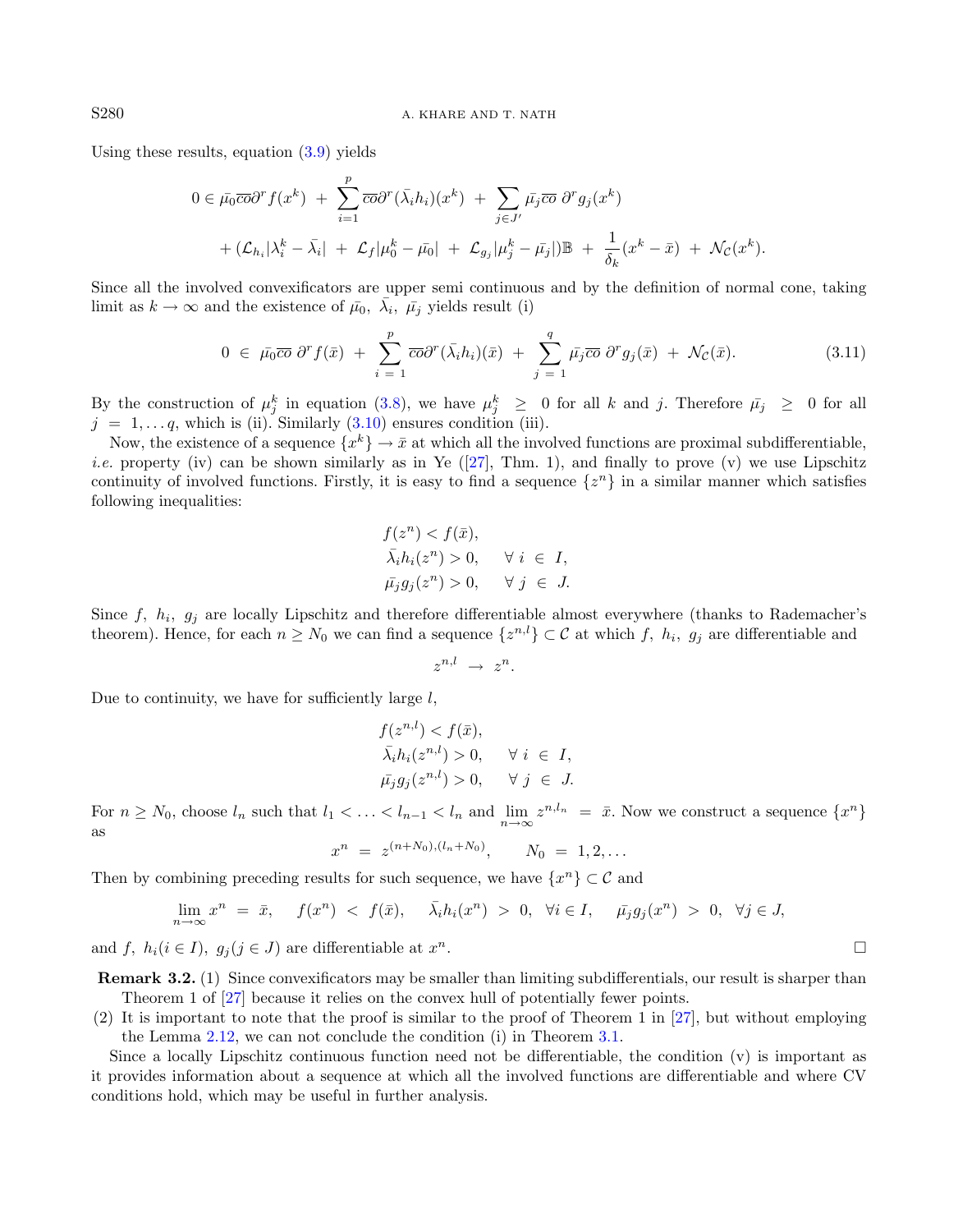Using these results, equation (3.9) yields

$$0 \in \bar{\mu_0}\overline{co}\partial^r f(x^k) \;+\; \sum_{i=1}^{p} \overline{co}\partial^r(\bar{\lambda_i}h_i)(x^k) \;+\; \sum_{j\in J'} \bar{\mu_j}\overline{co}\;\partial^r g_j(x^k)$$

$$+\,(\mathcal{L}_{h_i}|\lambda_i^k - \bar{\lambda_i}| \;+\; \mathcal{L}_f|\mu_0^k - \bar{\mu_0}| \;+\; \mathcal{L}_{g_j}|\mu_j^k - \bar{\mu_j}|)\mathbb{B} \;+\; \frac{1}{\delta_k}(x^k - \bar{x}) \;+\; \mathcal{N}_{\mathcal{C}}(x^k).$$

Since all the involved convexificators are upper semi continuous and by the definition of normal cone, taking limit as $k \to \infty$ and the existence of $\bar{\mu_0},\ \bar{\lambda_i},\ \bar{\mu_j}$ yields result (i)

$$0 \;\in\; \bar{\mu_0}\overline{co}\;\partial^r f(\bar{x}) \;+\; \sum_{i\,=\,1}^{p} \overline{co}\partial^r(\bar{\lambda_i}h_i)(\bar{x}) \;+\; \sum_{j\,=\,1}^{q} \bar{\mu_j}\overline{co}\;\partial^r g_j(\bar{x}) \;+\; \mathcal{N}_{\mathcal{C}}(\bar{x}). \tag{3.11}$$

By the construction of $\mu_j^k$ in equation (3.8), we have $\mu_j^k \;\geq\; 0$ for all $k$ and $j$. Therefore $\bar{\mu_j} \;\geq\; 0$ for all $j \;=\; 1,\ldots q$, which is (ii). Similarly (3.10) ensures condition (iii).

Now, the existence of a sequence $\{x^k\} \to \bar{x}$ at which all the involved functions are proximal subdifferentiable, *i.e.* property (iv) can be shown similarly as in Ye ([27], Thm. 1), and finally to prove (v) we use Lipschitz continuity of involved functions. Firstly, it is easy to find a sequence $\{z^n\}$ in a similar manner which satisfies following inequalities:

$$\begin{aligned}
&f(z^n) < f(\bar{x}),\\
&\bar{\lambda_i}h_i(z^n) > 0, \qquad \forall\, i \;\in\; I,\\
&\bar{\mu_j}g_j(z^n) > 0, \qquad \forall\, j \;\in\; J.
\end{aligned}$$

Since $f,\ h_i,\ g_j$ are locally Lipschitz and therefore differentiable almost everywhere (thanks to Rademacher's theorem). Hence, for each $n \geq N_0$ we can find a sequence $\{z^{n,l}\} \subset \mathcal{C}$ at which $f,\ h_i,\ g_j$ are differentiable and

$$z^{n,l} \;\to\; z^n.$$

Due to continuity, we have for sufficiently large $l$,

$$\begin{aligned}
&f(z^{n,l}) < f(\bar{x}),\\
&\bar{\lambda_i}h_i(z^{n,l}) > 0, \qquad \forall\, i \;\in\; I,\\
&\bar{\mu_j}g_j(z^{n,l}) > 0, \qquad \forall\, j \;\in\; J.
\end{aligned}$$

For $n \geq N_0$, choose $l_n$ such that $l_1 < \ldots < l_{n-1} < l_n$ and $\lim\limits_{n\to\infty} z^{n,l_n} \;=\; \bar{x}$. Now we construct a sequence $\{x^n\}$ as

$$x^n \;=\; z^{(n+N_0),(l_n+N_0)}, \qquad N_0 \;=\; 1,2,\ldots$$

Then by combining preceding results for such sequence, we have $\{x^n\} \subset \mathcal{C}$ and

$$\lim_{n\to\infty} x^n \;=\; \bar{x}, \quad f(x^n) \;<\; f(\bar{x}), \quad \bar{\lambda_i}h_i(x^n) \;>\; 0,\;\; \forall i \in I, \quad \bar{\mu_j}g_j(x^n) \;>\; 0,\;\; \forall j \in J,$$

and $f,\ h_i(i \in I),\ g_j(j \in J)$ are differentiable at $x^n$. □

**Remark 3.2.** (1) Since convexificators may be smaller than limiting subdifferentials, our result is sharper than Theorem 1 of [27] because it relies on the convex hull of potentially fewer points.

(2) It is important to note that the proof is similar to the proof of Theorem 1 in [27], but without employing the Lemma 2.12, we can not conclude the condition (i) in Theorem 3.1.

Since a locally Lipschitz continuous function need not be differentiable, the condition (v) is important as it provides information about a sequence at which all the involved functions are differentiable and where CV conditions hold, which may be useful in further analysis.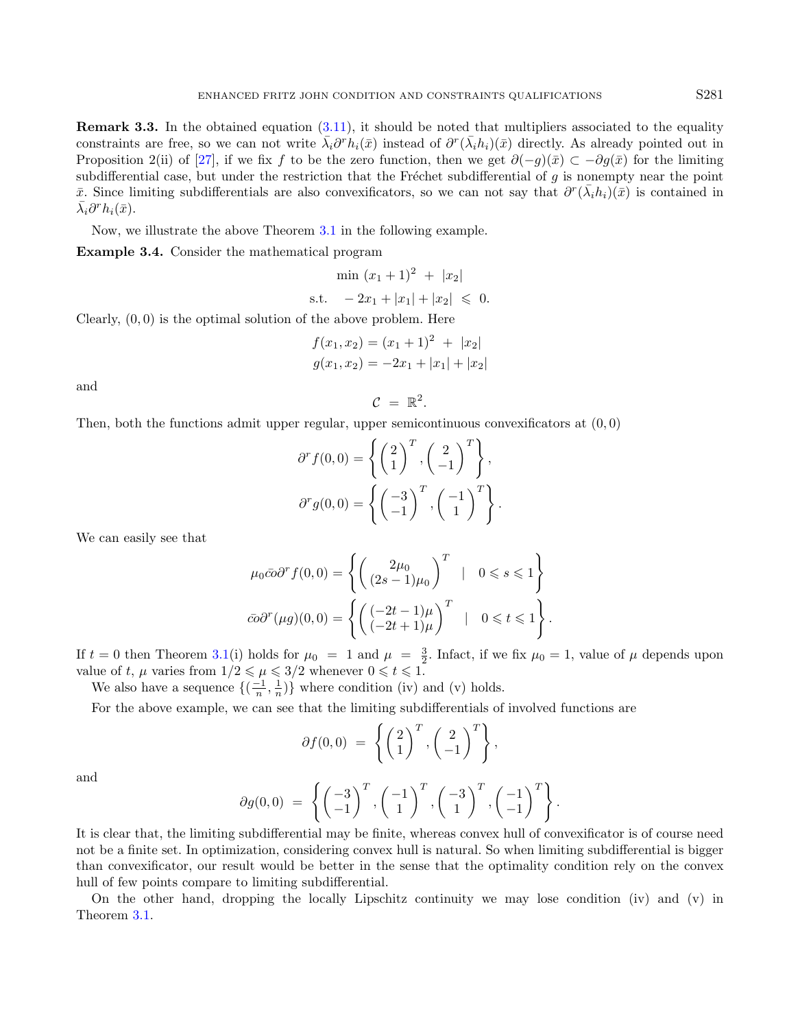**Remark 3.3.** In the obtained equation (3.11), it should be noted that multipliers associated to the equality constraints are free, so we can not write $\bar{\lambda}_i \partial^r h_i(\bar{x})$ instead of $\partial^r(\bar{\lambda}_i h_i)(\bar{x})$ directly. As already pointed out in Proposition 2(ii) of [27], if we fix $f$ to be the zero function, then we get $\partial(-g)(\bar{x}) \subset -\partial g(\bar{x})$ for the limiting subdifferential case, but under the restriction that the Fréchet subdifferential of $g$ is nonempty near the point $\bar{x}$. Since limiting subdifferentials are also convexificators, so we can not say that $\partial^r(\bar{\lambda}_i h_i)(\bar{x})$ is contained in $\bar{\lambda}_i \partial^r h_i(\bar{x})$.

Now, we illustrate the above Theorem 3.1 in the following example.

**Example 3.4.** Consider the mathematical program

$$\min \ (x_1+1)^2 \ + \ |x_2|$$

$$\text{s.t.} \quad -2x_1 + |x_1| + |x_2| \ \leqslant \ 0.$$

Clearly, $(0,0)$ is the optimal solution of the above problem. Here

$$f(x_1,x_2) = (x_1+1)^2 \ + \ |x_2|$$
$$g(x_1,x_2) = -2x_1 + |x_1| + |x_2|$$

and

$$\mathcal{C} \ = \ \mathbb{R}^2.$$

Then, both the functions admit upper regular, upper semicontinuous convexificators at $(0,0)$

$$\partial^r f(0,0) = \left\{ \begin{pmatrix} 2 \\ 1 \end{pmatrix}^T, \begin{pmatrix} 2 \\ -1 \end{pmatrix}^T \right\},$$

$$\partial^r g(0,0) = \left\{ \begin{pmatrix} -3 \\ -1 \end{pmatrix}^T, \begin{pmatrix} -1 \\ 1 \end{pmatrix}^T \right\}.$$

We can easily see that

$$\mu_0 \bar{co} \partial^r f(0,0) = \left\{ \begin{pmatrix} 2\mu_0 \\ (2s-1)\mu_0 \end{pmatrix}^T \quad | \quad 0 \leqslant s \leqslant 1 \right\}$$

$$\bar{co} \partial^r (\mu g)(0,0) = \left\{ \begin{pmatrix} (-2t-1)\mu \\ (-2t+1)\mu \end{pmatrix}^T \quad | \quad 0 \leqslant t \leqslant 1 \right\}.$$

If $t=0$ then Theorem 3.1(i) holds for $\mu_0 \ = \ 1$ and $\mu \ = \ \frac{3}{2}$. Infact, if we fix $\mu_0 = 1$, value of $\mu$ depends upon value of $t$, $\mu$ varies from $1/2 \leqslant \mu \leqslant 3/2$ whenever $0 \leqslant t \leqslant 1$.

We also have a sequence $\{(\frac{-1}{n}, \frac{1}{n})\}$ where condition (iv) and (v) holds.

For the above example, we can see that the limiting subdifferentials of involved functions are

$$\partial f(0,0) \ = \ \left\{ \begin{pmatrix} 2 \\ 1 \end{pmatrix}^T, \begin{pmatrix} 2 \\ -1 \end{pmatrix}^T \right\},$$

and

$$\partial g(0,0) \ = \ \left\{ \begin{pmatrix} -3 \\ -1 \end{pmatrix}^T, \begin{pmatrix} -1 \\ 1 \end{pmatrix}^T, \begin{pmatrix} -3 \\ 1 \end{pmatrix}^T, \begin{pmatrix} -1 \\ -1 \end{pmatrix}^T \right\}.$$

It is clear that, the limiting subdifferential may be finite, whereas convex hull of convexificator is of course need not be a finite set. In optimization, considering convex hull is natural. So when limiting subdifferential is bigger than convexificator, our result would be better in the sense that the optimality condition rely on the convex hull of few points compare to limiting subdifferential.

On the other hand, dropping the locally Lipschitz continuity we may lose condition (iv) and (v) in Theorem 3.1.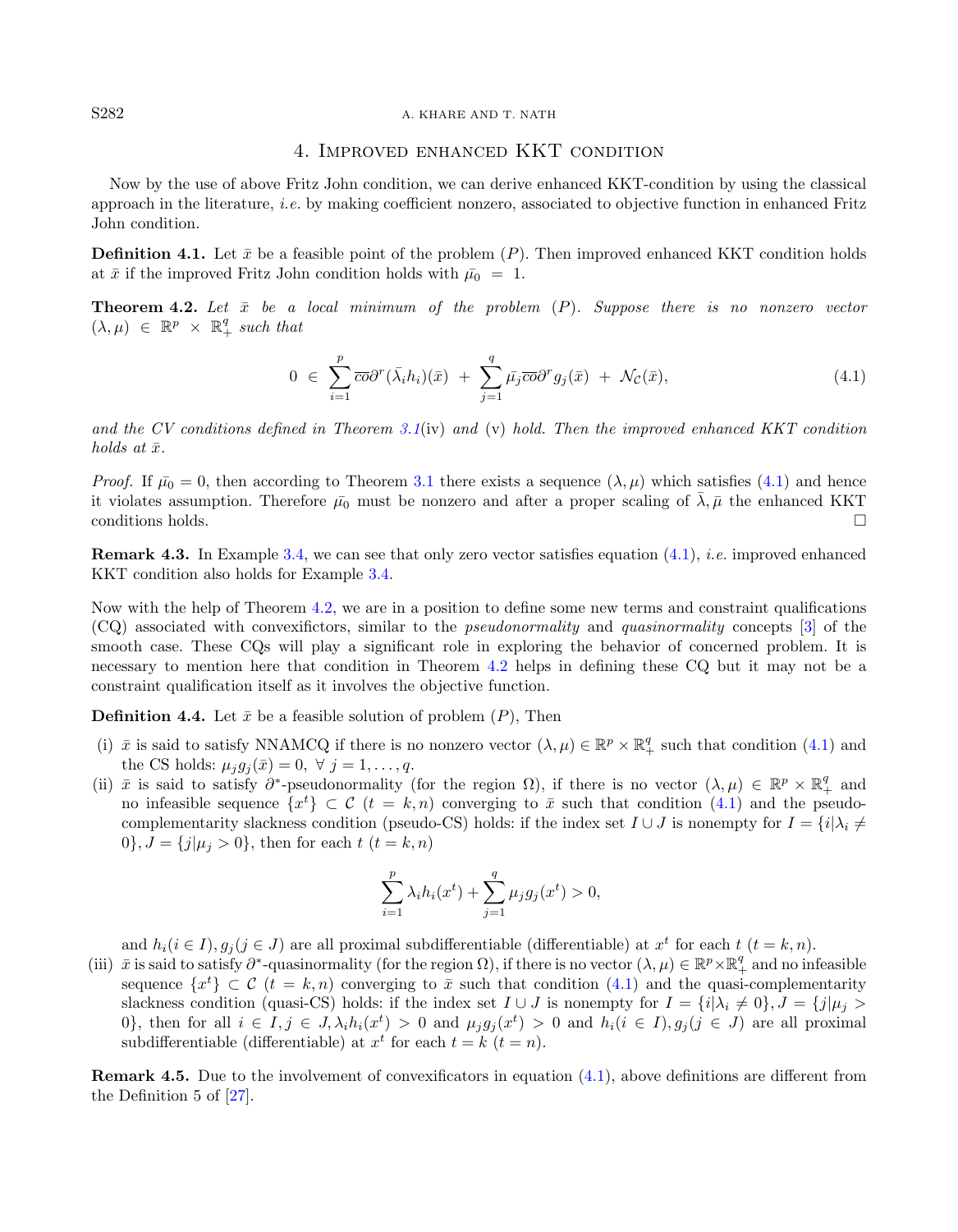## 4. Improved enhanced KKT condition

Now by the use of above Fritz John condition, we can derive enhanced KKT-condition by using the classical approach in the literature, *i.e.* by making coefficient nonzero, associated to objective function in enhanced Fritz John condition.

**Definition 4.1.** Let $\bar{x}$ be a feasible point of the problem $(P)$. Then improved enhanced KKT condition holds at $\bar{x}$ if the improved Fritz John condition holds with $\bar{\mu_0} = 1$.

**Theorem 4.2.** *Let $\bar{x}$ be a local minimum of the problem $(P)$. Suppose there is no nonzero vector $(\lambda, \mu) \in \mathbb{R}^p \times \mathbb{R}^q_+$ such that*

$$0 \in \sum_{i=1}^{p} \overline{co}\partial^r(\bar{\lambda_i} h_i)(\bar{x}) + \sum_{j=1}^{q} \bar{\mu_j}\overline{co}\partial^r g_j(\bar{x}) + \mathcal{N}_{\mathcal{C}}(\bar{x}), \tag{4.1}$$

*and the CV conditions defined in Theorem 3.1*(iv) *and* (v) *hold. Then the improved enhanced KKT condition holds at $\bar{x}$.*

*Proof.* If $\bar{\mu_0} = 0$, then according to Theorem 3.1 there exists a sequence $(\lambda, \mu)$ which satisfies (4.1) and hence it violates assumption. Therefore $\bar{\mu_0}$ must be nonzero and after a proper scaling of $\bar{\lambda}, \bar{\mu}$ the enhanced KKT conditions holds. □

**Remark 4.3.** In Example 3.4, we can see that only zero vector satisfies equation (4.1), *i.e.* improved enhanced KKT condition also holds for Example 3.4.

Now with the help of Theorem 4.2, we are in a position to define some new terms and constraint qualifications (CQ) associated with convexifictors, similar to the *pseudonormality* and *quasinormality* concepts [3] of the smooth case. These CQs will play a significant role in exploring the behavior of concerned problem. It is necessary to mention here that condition in Theorem 4.2 helps in defining these CQ but it may not be a constraint qualification itself as it involves the objective function.

**Definition 4.4.** Let $\bar{x}$ be a feasible solution of problem $(P)$, Then

(i) $\bar{x}$ is said to satisfy NNAMCQ if there is no nonzero vector $(\lambda, \mu) \in \mathbb{R}^p \times \mathbb{R}^q_+$ such that condition (4.1) and the CS holds: $\mu_j g_j(\bar{x}) = 0, \ \forall\ j = 1, \ldots, q$.

(ii) $\bar{x}$ is said to satisfy $\partial^*$-pseudonormality (for the region $\Omega$), if there is no vector $(\lambda, \mu) \in \mathbb{R}^p \times \mathbb{R}^q_+$ and no infeasible sequence $\{x^t\} \subset \mathcal{C}$ $(t = k, n)$ converging to $\bar{x}$ such that condition (4.1) and the pseudo-complementarity slackness condition (pseudo-CS) holds: if the index set $I \cup J$ is nonempty for $I = \{i | \lambda_i \neq 0\}, J = \{j | \mu_j > 0\}$, then for each $t$ $(t = k, n)$

$$\sum_{i=1}^{p} \lambda_i h_i(x^t) + \sum_{j=1}^{q} \mu_j g_j(x^t) > 0,$$

and $h_i (i \in I), g_j (j \in J)$ are all proximal subdifferentiable (differentiable) at $x^t$ for each $t$ $(t = k, n)$.

(iii) $\bar{x}$ is said to satisfy $\partial^*$-quasinormality (for the region $\Omega$), if there is no vector $(\lambda, \mu) \in \mathbb{R}^p \times \mathbb{R}^q_+$ and no infeasible sequence $\{x^t\} \subset \mathcal{C}$ $(t = k, n)$ converging to $\bar{x}$ such that condition (4.1) and the quasi-complementarity slackness condition (quasi-CS) holds: if the index set $I \cup J$ is nonempty for $I = \{i | \lambda_i \neq 0\}, J = \{j | \mu_j > 0\}$, then for all $i \in I, j \in J, \lambda_i h_i(x^t) > 0$ and $\mu_j g_j(x^t) > 0$ and $h_i (i \in I), g_j (j \in J)$ are all proximal subdifferentiable (differentiable) at $x^t$ for each $t = k$ $(t = n)$.

**Remark 4.5.** Due to the involvement of convexificators in equation (4.1), above definitions are different from the Definition 5 of [27].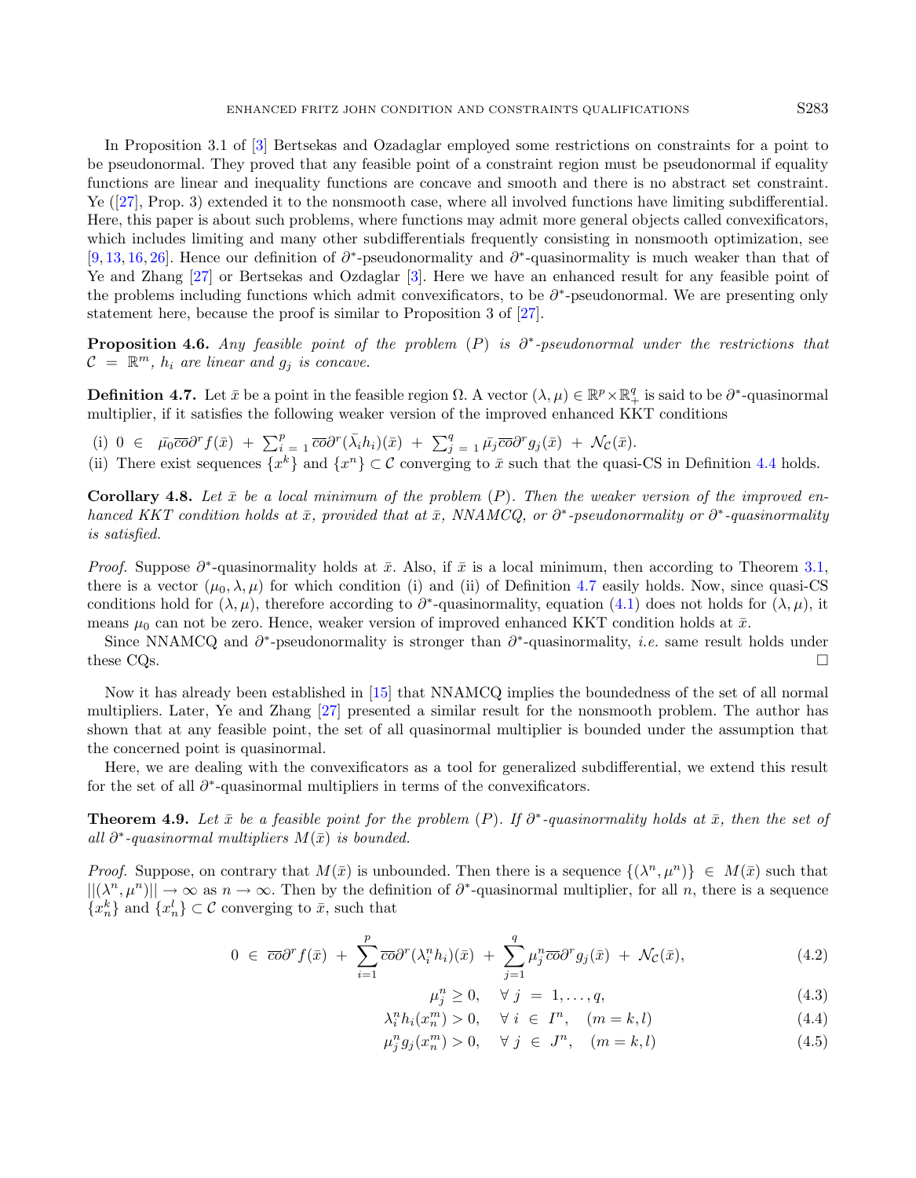In Proposition 3.1 of [3] Bertsekas and Ozadaglar employed some restrictions on constraints for a point to be pseudonormal. They proved that any feasible point of a constraint region must be pseudonormal if equality functions are linear and inequality functions are concave and smooth and there is no abstract set constraint. Ye ([27], Prop. 3) extended it to the nonsmooth case, where all involved functions have limiting subdifferential. Here, this paper is about such problems, where functions may admit more general objects called convexificators, which includes limiting and many other subdifferentials frequently consisting in nonsmooth optimization, see [9, 13, 16, 26]. Hence our definition of $\partial^*$-pseudonormality and $\partial^*$-quasinormality is much weaker than that of Ye and Zhang [27] or Bertsekas and Ozdaglar [3]. Here we have an enhanced result for any feasible point of the problems including functions which admit convexificators, to be $\partial^*$-pseudonormal. We are presenting only statement here, because the proof is similar to Proposition 3 of [27].

**Proposition 4.6.** *Any feasible point of the problem (P) is $\partial^*$-pseudonormal under the restrictions that $\mathcal{C} = \mathbb{R}^m$, $h_i$ are linear and $g_j$ is concave.*

**Definition 4.7.** Let $\bar{x}$ be a point in the feasible region $\Omega$. A vector $(\lambda, \mu) \in \mathbb{R}^p \times \mathbb{R}^q_+$ is said to be $\partial^*$-quasinormal multiplier, if it satisfies the following weaker version of the improved enhanced KKT conditions

(i) $0 \in \bar{\mu_0}\overline{co}\partial^r f(\bar{x}) + \sum_{i=1}^{p} \overline{co}\partial^r(\bar{\lambda_i} h_i)(\bar{x}) + \sum_{j=1}^{q} \bar{\mu_j}\overline{co}\partial^r g_j(\bar{x}) + \mathcal{N}_{\mathcal{C}}(\bar{x})$.

(ii) There exist sequences $\{x^k\}$ and $\{x^n\} \subset \mathcal{C}$ converging to $\bar{x}$ such that the quasi-CS in Definition 4.4 holds.

**Corollary 4.8.** *Let $\bar{x}$ be a local minimum of the problem (P). Then the weaker version of the improved enhanced KKT condition holds at $\bar{x}$, provided that at $\bar{x}$, NNAMCQ, or $\partial^*$-pseudonormality or $\partial^*$-quasinormality is satisfied.*

*Proof.* Suppose $\partial^*$-quasinormality holds at $\bar{x}$. Also, if $\bar{x}$ is a local minimum, then according to Theorem 3.1, there is a vector $(\mu_0, \lambda, \mu)$ for which condition (i) and (ii) of Definition 4.7 easily holds. Now, since quasi-CS conditions hold for $(\lambda, \mu)$, therefore according to $\partial^*$-quasinormality, equation (4.1) does not holds for $(\lambda, \mu)$, it means $\mu_0$ can not be zero. Hence, weaker version of improved enhanced KKT condition holds at $\bar{x}$.

Since NNAMCQ and $\partial^*$-pseudonormality is stronger than $\partial^*$-quasinormality, *i.e.* same result holds under these CQs. □

Now it has already been established in [15] that NNAMCQ implies the boundedness of the set of all normal multipliers. Later, Ye and Zhang [27] presented a similar result for the nonsmooth problem. The author has shown that at any feasible point, the set of all quasinormal multiplier is bounded under the assumption that the concerned point is quasinormal.

Here, we are dealing with the convexificators as a tool for generalized subdifferential, we extend this result for the set of all $\partial^*$-quasinormal multipliers in terms of the convexificators.

**Theorem 4.9.** *Let $\bar{x}$ be a feasible point for the problem (P). If $\partial^*$-quasinormality holds at $\bar{x}$, then the set of all $\partial^*$-quasinormal multipliers $M(\bar{x})$ is bounded.*

*Proof.* Suppose, on contrary that $M(\bar{x})$ is unbounded. Then there is a sequence $\{(\lambda^n, \mu^n)\} \in M(\bar{x})$ such that $||(\lambda^n, \mu^n)|| \to \infty$ as $n \to \infty$. Then by the definition of $\partial^*$-quasinormal multiplier, for all $n$, there is a sequence $\{x_n^k\}$ and $\{x_n^l\} \subset \mathcal{C}$ converging to $\bar{x}$, such that

$$0 \in \overline{co}\partial^r f(\bar{x}) + \sum_{i=1}^{p} \overline{co}\partial^r(\lambda_i^n h_i)(\bar{x}) + \sum_{j=1}^{q} \mu_j^n \overline{co}\partial^r g_j(\bar{x}) + \mathcal{N}_{\mathcal{C}}(\bar{x}), \tag{4.2}$$

$$\mu_j^n \geq 0, \quad \forall\ j = 1, \ldots, q, \tag{4.3}$$

$$\lambda_i^n h_i(x_n^m) > 0, \quad \forall\ i \in I^n, \quad (m = k, l) \tag{4.4}$$

$$\mu_j^n g_j(x_n^m) > 0, \quad \forall\ j \in J^n, \quad (m = k, l) \tag{4.5}$$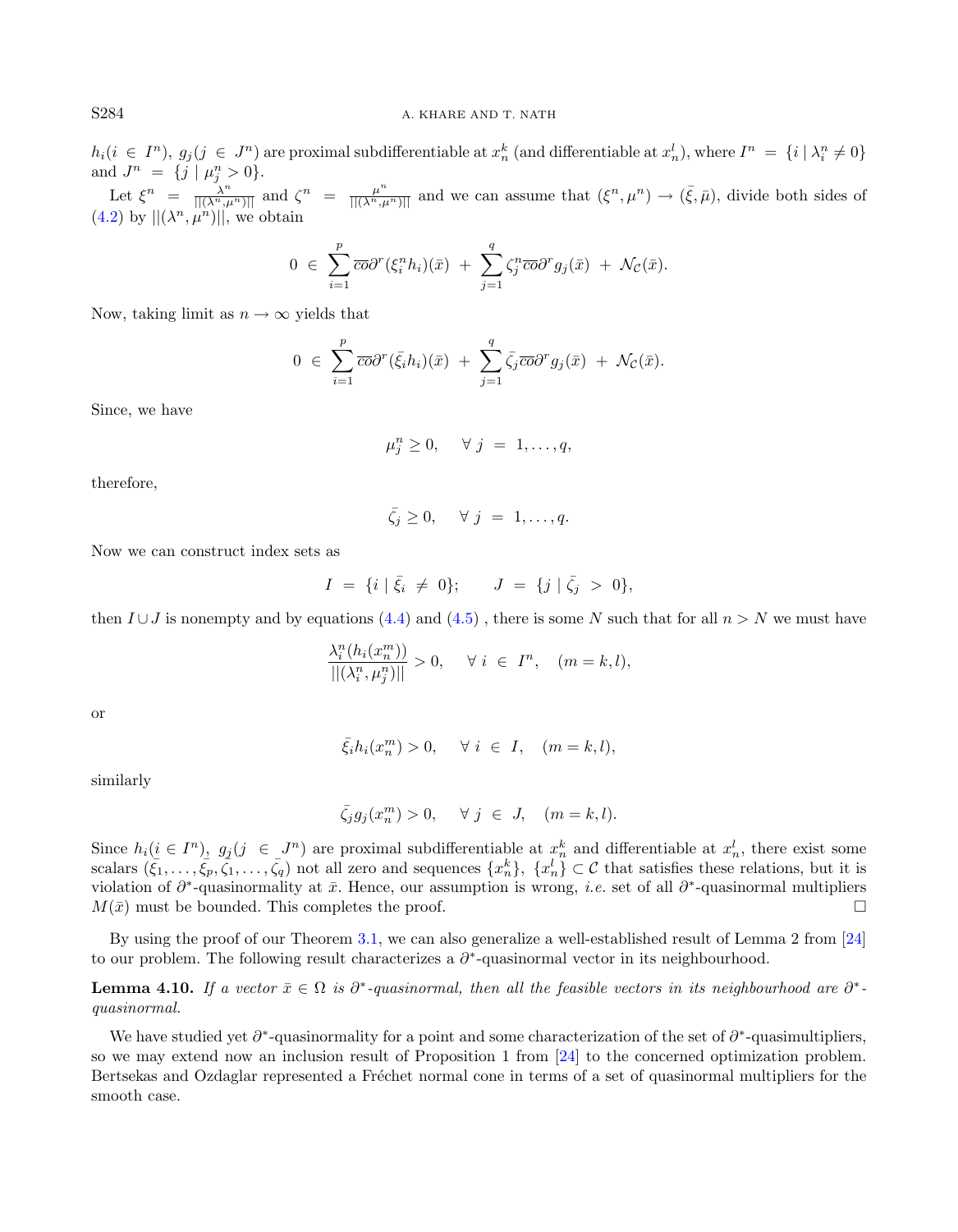$h_i(i \in I^n)$, $g_j(j \in J^n)$ are proximal subdifferentiable at $x_n^k$ (and differentiable at $x_n^l$), where $I^n = \{i \mid \lambda_i^n \neq 0\}$ and $J^n = \{j \mid \mu_j^n > 0\}$.

Let $\xi^n = \frac{\lambda^n}{||(\lambda^n,\mu^n)||}$ and $\zeta^n = \frac{\mu^n}{||(\lambda^n,\mu^n)||}$ and we can assume that $(\xi^n, \mu^n) \to (\bar{\xi}, \bar{\mu})$, divide both sides of (4.2) by $||(\lambda^n, \mu^n)||$, we obtain

$$0 \in \sum_{i=1}^{p} \overline{co}\partial^r(\xi_i^n h_i)(\bar{x}) + \sum_{j=1}^{q} \zeta_j^n \overline{co}\partial^r g_j(\bar{x}) + \mathcal{N}_{\mathcal{C}}(\bar{x}).$$

Now, taking limit as $n \to \infty$ yields that

$$0 \in \sum_{i=1}^{p} \overline{co}\partial^r(\bar{\xi}_i h_i)(\bar{x}) + \sum_{j=1}^{q} \bar{\zeta}_j \overline{co}\partial^r g_j(\bar{x}) + \mathcal{N}_{\mathcal{C}}(\bar{x}).$$

Since, we have

$$\mu_j^n \geq 0, \quad \forall\ j = 1,\ldots,q,$$

therefore,

$$\bar{\zeta}_j \geq 0, \quad \forall\ j = 1,\ldots,q.$$

Now we can construct index sets as

$$I = \{i \mid \bar{\xi}_i \neq 0\}; \qquad J = \{j \mid \bar{\zeta}_j > 0\},$$

then $I \cup J$ is nonempty and by equations (4.4) and (4.5) , there is some $N$ such that for all $n > N$ we must have

$$\frac{\lambda_i^n(h_i(x_n^m))}{||(\lambda_i^n, \mu_j^n)||} > 0, \quad \forall\ i \in I^n, \quad (m = k, l),$$

or

$$\bar{\xi}_i h_i(x_n^m) > 0, \quad \forall\ i \in I, \quad (m = k, l),$$

similarly

$$\bar{\zeta}_j g_j(x_n^m) > 0, \quad \forall\ j \in J, \quad (m = k, l).$$

Since $h_i(i \in I^n)$, $g_j(j \in J^n)$ are proximal subdifferentiable at $x_n^k$ and differentiable at $x_n^l$, there exist some scalars $(\bar{\xi}_1, \ldots, \bar{\xi}_p, \bar{\zeta}_1, \ldots, \bar{\zeta}_q)$ not all zero and sequences $\{x_n^k\}$, $\{x_n^l\} \subset \mathcal{C}$ that satisfies these relations, but it is violation of $\partial^*$-quasinormality at $\bar{x}$. Hence, our assumption is wrong, *i.e.* set of all $\partial^*$-quasinormal multipliers $M(\bar{x})$ must be bounded. This completes the proof. □

By using the proof of our Theorem 3.1, we can also generalize a well-established result of Lemma 2 from [24] to our problem. The following result characterizes a $\partial^*$-quasinormal vector in its neighbourhood.

**Lemma 4.10.** *If a vector $\bar{x} \in \Omega$ is $\partial^*$-quasinormal, then all the feasible vectors in its neighbourhood are $\partial^*$-quasinormal.*

We have studied yet $\partial^*$-quasinormality for a point and some characterization of the set of $\partial^*$-quasimultipliers, so we may extend now an inclusion result of Proposition 1 from [24] to the concerned optimization problem. Bertsekas and Ozdaglar represented a Fréchet normal cone in terms of a set of quasinormal multipliers for the smooth case.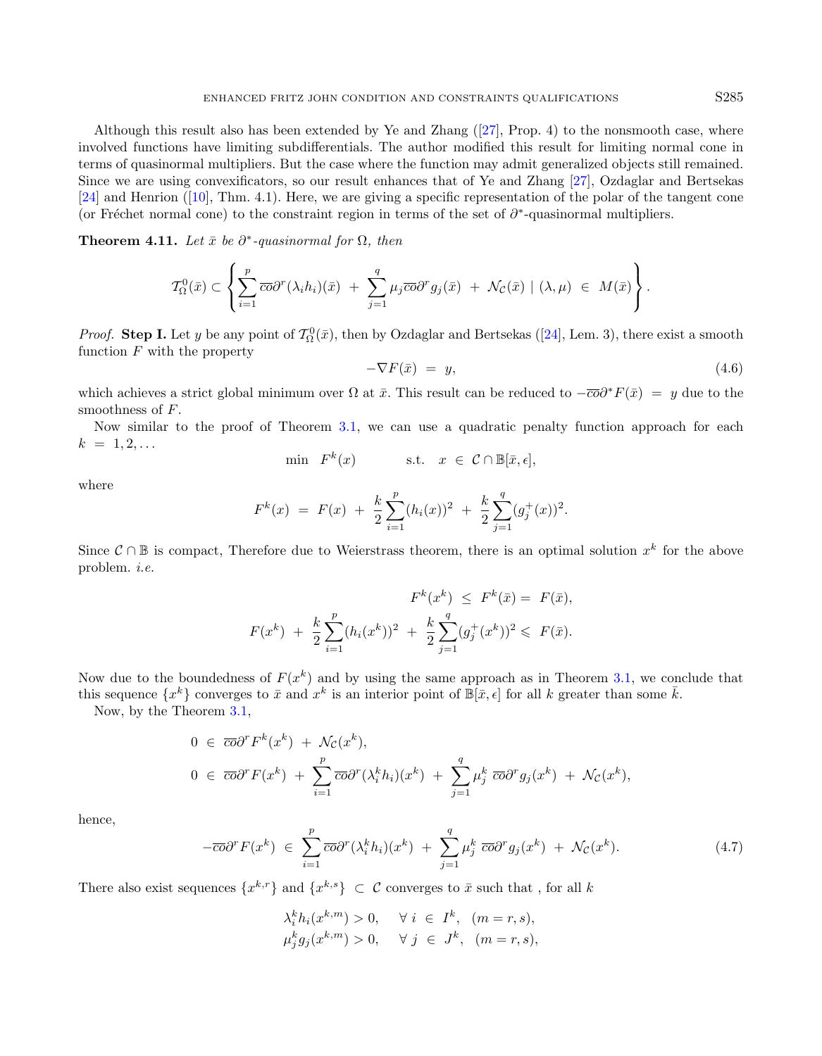Although this result also has been extended by Ye and Zhang ([27], Prop. 4) to the nonsmooth case, where involved functions have limiting subdifferentials. The author modified this result for limiting normal cone in terms of quasinormal multipliers. But the case where the function may admit generalized objects still remained. Since we are using convexificators, so our result enhances that of Ye and Zhang [27], Ozdaglar and Bertsekas [24] and Henrion ([10], Thm. 4.1). Here, we are giving a specific representation of the polar of the tangent cone (or Fréchet normal cone) to the constraint region in terms of the set of $\partial^*$-quasinormal multipliers.

**Theorem 4.11.** *Let $\bar{x}$ be $\partial^*$-quasinormal for $\Omega$, then*

$$
\mathcal{T}_\Omega^0(\bar{x}) \subset \left\{ \sum_{i=1}^{p} \overline{co}\partial^r(\lambda_i h_i)(\bar{x}) \ + \ \sum_{j=1}^{q} \mu_j \overline{co}\partial^r g_j(\bar{x}) \ + \ \mathcal{N}_\mathcal{C}(\bar{x}) \mid (\lambda, \mu) \ \in \ M(\bar{x}) \right\}.
$$

*Proof.* **Step I.** Let $y$ be any point of $\mathcal{T}_\Omega^0(\bar{x})$, then by Ozdaglar and Bertsekas ([24], Lem. 3), there exist a smooth function $F$ with the property

$$
-\nabla F(\bar{x}) \ = \ y, \tag{4.6}
$$

which achieves a strict global minimum over $\Omega$ at $\bar{x}$. This result can be reduced to $-\overline{co}\partial^* F(\bar{x}) \ = \ y$ due to the smoothness of $F$.

Now similar to the proof of Theorem 3.1, we can use a quadratic penalty function approach for each $k \ = \ 1, 2, \ldots$

$$
\min \quad F^k(x) \qquad \text{s.t.} \quad x \ \in \ \mathcal{C} \cap \mathbb{B}[\bar{x}, \epsilon],
$$

where

$$
F^k(x) \ = \ F(x) \ + \ \frac{k}{2}\sum_{i=1}^{p}(h_i(x))^2 \ + \ \frac{k}{2}\sum_{j=1}^{q}(g_j^+(x))^2.
$$

Since $\mathcal{C} \cap \mathbb{B}$ is compact, Therefore due to Weierstrass theorem, there is an optimal solution $x^k$ for the above problem. *i.e.*

$$
F^k(x^k) \ \le \ F^k(\bar{x}) = \ F(\bar{x}),
$$

$$
F(x^k) \ + \ \frac{k}{2}\sum_{i=1}^{p}(h_i(x^k))^2 \ + \ \frac{k}{2}\sum_{j=1}^{q}(g_j^+(x^k))^2 \leqslant \ F(\bar{x}).
$$

Now due to the boundedness of $F(x^k)$ and by using the same approach as in Theorem 3.1, we conclude that this sequence $\{x^k\}$ converges to $\bar{x}$ and $x^k$ is an interior point of $\mathbb{B}[\bar{x}, \epsilon]$ for all $k$ greater than some $\bar{k}$.

Now, by the Theorem 3.1,

$$
\begin{aligned}
&0 \ \in \ \overline{co}\partial^r F^k(x^k) \ + \ \mathcal{N}_\mathcal{C}(x^k), \\
&0 \ \in \ \overline{co}\partial^r F(x^k) \ + \ \sum_{i=1}^{p}\overline{co}\partial^r(\lambda_i^k h_i)(x^k) \ + \ \sum_{j=1}^{q}\mu_j^k \ \overline{co}\partial^r g_j(x^k) \ + \ \mathcal{N}_\mathcal{C}(x^k),
\end{aligned}
$$

hence,

$$
-\overline{co}\partial^r F(x^k) \ \in \ \sum_{i=1}^{p}\overline{co}\partial^r(\lambda_i^k h_i)(x^k) \ + \ \sum_{j=1}^{q}\mu_j^k \ \overline{co}\partial^r g_j(x^k) \ + \ \mathcal{N}_\mathcal{C}(x^k). \tag{4.7}
$$

There also exist sequences $\{x^{k,r}\}$ and $\{x^{k,s}\} \ \subset \ \mathcal{C}$ converges to $\bar{x}$ such that , for all $k$

$$
\begin{aligned}
&\lambda_i^k h_i(x^{k,m}) > 0, \quad \ \forall \ i \ \in \ I^k, \ \ (m = r, s), \\
&\mu_j^k g_j(x^{k,m}) > 0, \quad \ \forall \ j \ \in \ J^k, \ \ (m = r, s),
\end{aligned}
$$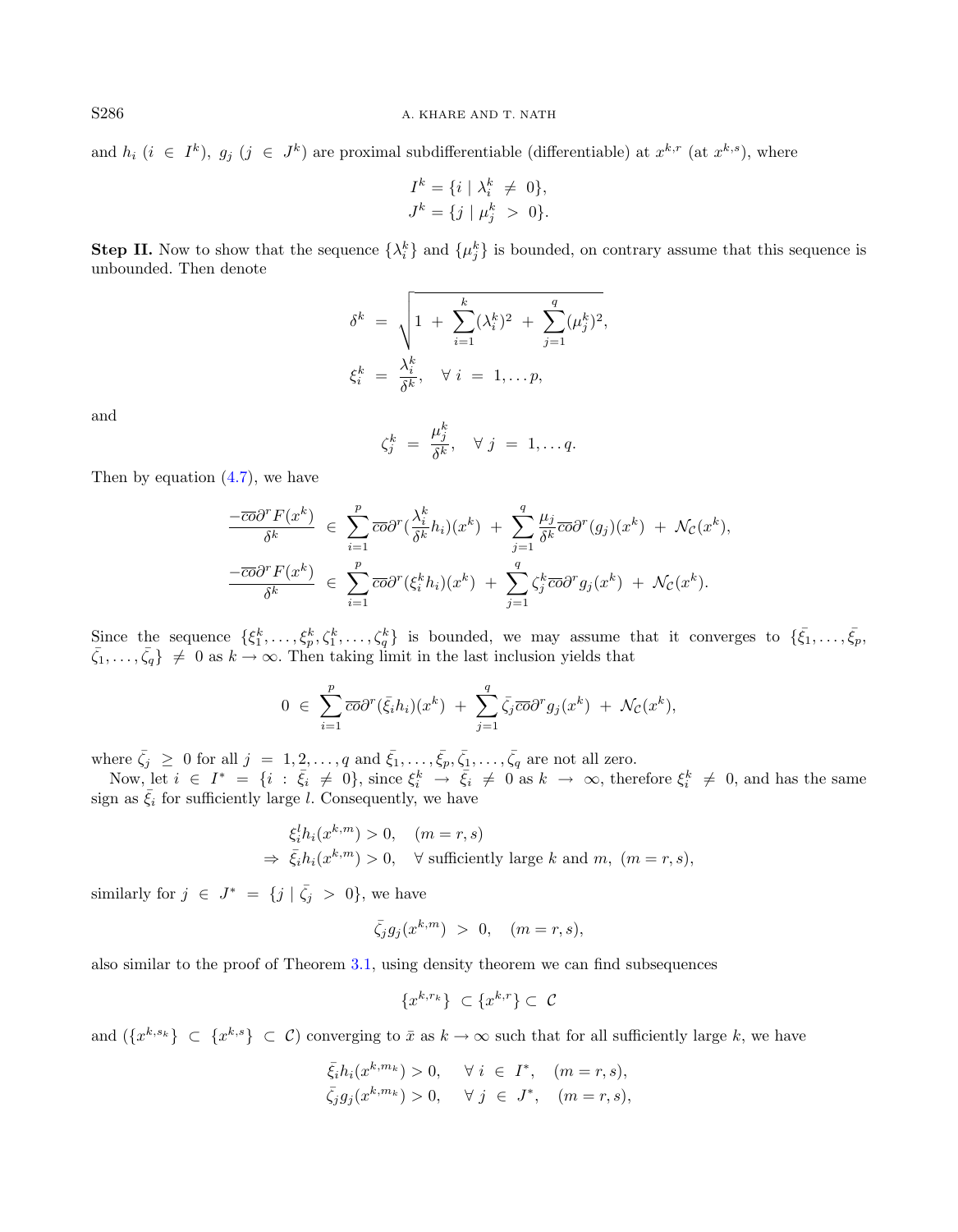and $h_i$ ($i \in I^k$), $g_j$ ($j \in J^k$) are proximal subdifferentiable (differentiable) at $x^{k,r}$ (at $x^{k,s}$), where

$$I^k = \{i \mid \lambda_i^k \neq 0\},$$
$$J^k = \{j \mid \mu_j^k > 0\}.$$

**Step II.** Now to show that the sequence $\{\lambda_i^k\}$ and $\{\mu_j^k\}$ is bounded, on contrary assume that this sequence is unbounded. Then denote

$$\delta^k = \sqrt{1 + \sum_{i=1}^{k}(\lambda_i^k)^2 + \sum_{j=1}^{q}(\mu_j^k)^2},$$

$$\xi_i^k = \frac{\lambda_i^k}{\delta^k}, \quad \forall\ i = 1, \dots p,$$

and

$$\zeta_j^k = \frac{\mu_j^k}{\delta^k}, \quad \forall\ j = 1, \dots q.$$

Then by equation (4.7), we have

$$\frac{-\overline{co}\partial^r F(x^k)}{\delta^k} \in \sum_{i=1}^{p} \overline{co}\partial^r(\frac{\lambda_i^k}{\delta^k}h_i)(x^k) + \sum_{j=1}^{q} \frac{\mu_j}{\delta^k}\overline{co}\partial^r(g_j)(x^k) + \mathcal{N}_{\mathcal{C}}(x^k),$$

$$\frac{-\overline{co}\partial^r F(x^k)}{\delta^k} \in \sum_{i=1}^{p} \overline{co}\partial^r(\xi_i^k h_i)(x^k) + \sum_{j=1}^{q} \zeta_j^k\overline{co}\partial^r g_j(x^k) + \mathcal{N}_{\mathcal{C}}(x^k).$$

Since the sequence $\{\xi_1^k, \dots, \xi_p^k, \zeta_1^k, \dots, \zeta_q^k\}$ is bounded, we may assume that it converges to $\{\bar{\xi}_1, \dots, \bar{\xi}_p, \bar{\zeta}_1, \dots, \bar{\zeta}_q\} \neq 0$ as $k \to \infty$. Then taking limit in the last inclusion yields that

$$0 \in \sum_{i=1}^{p} \overline{co}\partial^r(\bar{\xi}_i h_i)(x^k) + \sum_{j=1}^{q} \bar{\zeta}_j\overline{co}\partial^r g_j(x^k) + \mathcal{N}_{\mathcal{C}}(x^k),$$

where $\bar{\zeta}_j \geq 0$ for all $j = 1, 2, \dots, q$ and $\bar{\xi}_1, \dots, \bar{\xi}_p, \bar{\zeta}_1, \dots, \bar{\zeta}_q$ are not all zero.

Now, let $i \in I^* = \{i : \bar{\xi}_i \neq 0\}$, since $\xi_i^k \to \bar{\xi}_i \neq 0$ as $k \to \infty$, therefore $\xi_i^k \neq 0$, and has the same sign as $\bar{\xi}_i$ for sufficiently large $l$. Consequently, we have

$$\xi_i^l h_i(x^{k,m}) > 0, \quad (m = r, s)$$
$$\Rightarrow\ \bar{\xi}_i h_i(x^{k,m}) > 0, \quad \forall \text{ sufficiently large } k \text{ and } m,\ (m = r, s),$$

similarly for $j \in J^* = \{j \mid \bar{\zeta}_j > 0\}$, we have

$$\bar{\zeta}_j g_j(x^{k,m}) > 0, \quad (m = r, s),$$

also similar to the proof of Theorem 3.1, using density theorem we can find subsequences

$$\{x^{k,r_k}\} \subset \{x^{k,r}\} \subset \mathcal{C}$$

and ($\{x^{k,s_k}\} \subset \{x^{k,s}\} \subset \mathcal{C}$) converging to $\bar{x}$ as $k \to \infty$ such that for all sufficiently large $k$, we have

$$\bar{\xi}_i h_i(x^{k,m_k}) > 0, \quad \forall\ i \in I^*, \quad (m = r, s),$$
$$\bar{\zeta}_j g_j(x^{k,m_k}) > 0, \quad \forall\ j \in J^*, \quad (m = r, s),$$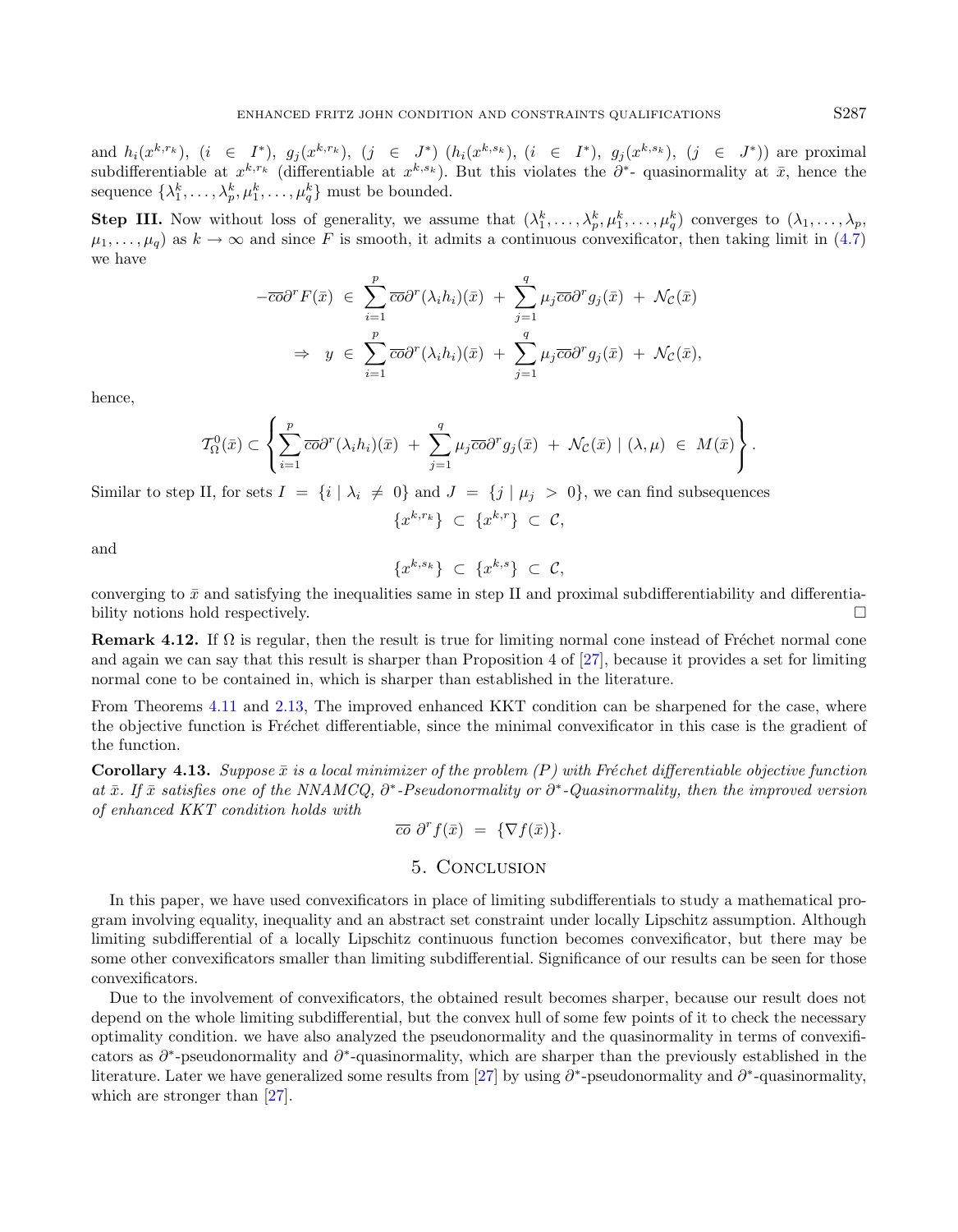and $h_i(x^{k,r_k})$, $(i \in I^*)$, $g_j(x^{k,r_k})$, $(j \in J^*)$ ($h_i(x^{k,s_k})$, $(i \in I^*)$, $g_j(x^{k,s_k})$, $(j \in J^*)$) are proximal subdifferentiable at $x^{k,r_k}$ (differentiable at $x^{k,s_k}$). But this violates the $\partial^*$- quasinormality at $\bar{x}$, hence the sequence $\{\lambda_1^k, \ldots, \lambda_p^k, \mu_1^k, \ldots, \mu_q^k\}$ must be bounded.

**Step III.** Now without loss of generality, we assume that $(\lambda_1^k, \ldots, \lambda_p^k, \mu_1^k, \ldots, \mu_q^k)$ converges to $(\lambda_1, \ldots, \lambda_p, \mu_1, \ldots, \mu_q)$ as $k \to \infty$ and since $F$ is smooth, it admits a continuous convexificator, then taking limit in (4.7) we have

$$-\overline{co}\partial^r F(\bar{x}) \in \sum_{i=1}^{p} \overline{co}\partial^r(\lambda_i h_i)(\bar{x}) + \sum_{j=1}^{q} \mu_j \overline{co}\partial^r g_j(\bar{x}) + \mathcal{N}_{\mathcal{C}}(\bar{x})$$

$$\Rightarrow \quad y \in \sum_{i=1}^{p} \overline{co}\partial^r(\lambda_i h_i)(\bar{x}) + \sum_{j=1}^{q} \mu_j \overline{co}\partial^r g_j(\bar{x}) + \mathcal{N}_{\mathcal{C}}(\bar{x}),$$

hence,

$$\mathcal{T}_{\Omega}^{0}(\bar{x}) \subset \left\{ \sum_{i=1}^{p} \overline{co}\partial^r(\lambda_i h_i)(\bar{x}) + \sum_{j=1}^{q} \mu_j \overline{co}\partial^r g_j(\bar{x}) + \mathcal{N}_{\mathcal{C}}(\bar{x}) \mid (\lambda, \mu) \in M(\bar{x}) \right\}.$$

Similar to step II, for sets $I = \{i \mid \lambda_i \neq 0\}$ and $J = \{j \mid \mu_j > 0\}$, we can find subsequences

$$\{x^{k,r_k}\} \subset \{x^{k,r}\} \subset \mathcal{C},$$

and

$$\{x^{k,s_k}\} \subset \{x^{k,s}\} \subset \mathcal{C},$$

converging to $\bar{x}$ and satisfying the inequalities same in step II and proximal subdifferentiability and differentiability notions hold respectively. $\square$

**Remark 4.12.** If $\Omega$ is regular, then the result is true for limiting normal cone instead of Fréchet normal cone and again we can say that this result is sharper than Proposition 4 of [27], because it provides a set for limiting normal cone to be contained in, which is sharper than established in the literature.

From Theorems 4.11 and 2.13, The improved enhanced KKT condition can be sharpened for the case, where the objective function is Fréchet differentiable, since the minimal convexificator in this case is the gradient of the function.

**Corollary 4.13.** *Suppose $\bar{x}$ is a local minimizer of the problem (P) with Fréchet differentiable objective function at $\bar{x}$. If $\bar{x}$ satisfies one of the NNAMCQ, $\partial^*$-Pseudonormality or $\partial^*$-Quasinormality, then the improved version of enhanced KKT condition holds with*

$$\overline{co}\ \partial^r f(\bar{x}) = \{\nabla f(\bar{x})\}.$$

## 5. Conclusion

In this paper, we have used convexificators in place of limiting subdifferentials to study a mathematical program involving equality, inequality and an abstract set constraint under locally Lipschitz assumption. Although limiting subdifferential of a locally Lipschitz continuous function becomes convexificator, but there may be some other convexificators smaller than limiting subdifferential. Significance of our results can be seen for those convexificators.

Due to the involvement of convexificators, the obtained result becomes sharper, because our result does not depend on the whole limiting subdifferential, but the convex hull of some few points of it to check the necessary optimality condition. we have also analyzed the pseudonormality and the quasinormality in terms of convexificators as $\partial^*$-pseudonormality and $\partial^*$-quasinormality, which are sharper than the previously established in the literature. Later we have generalized some results from [27] by using $\partial^*$-pseudonormality and $\partial^*$-quasinormality, which are stronger than [27].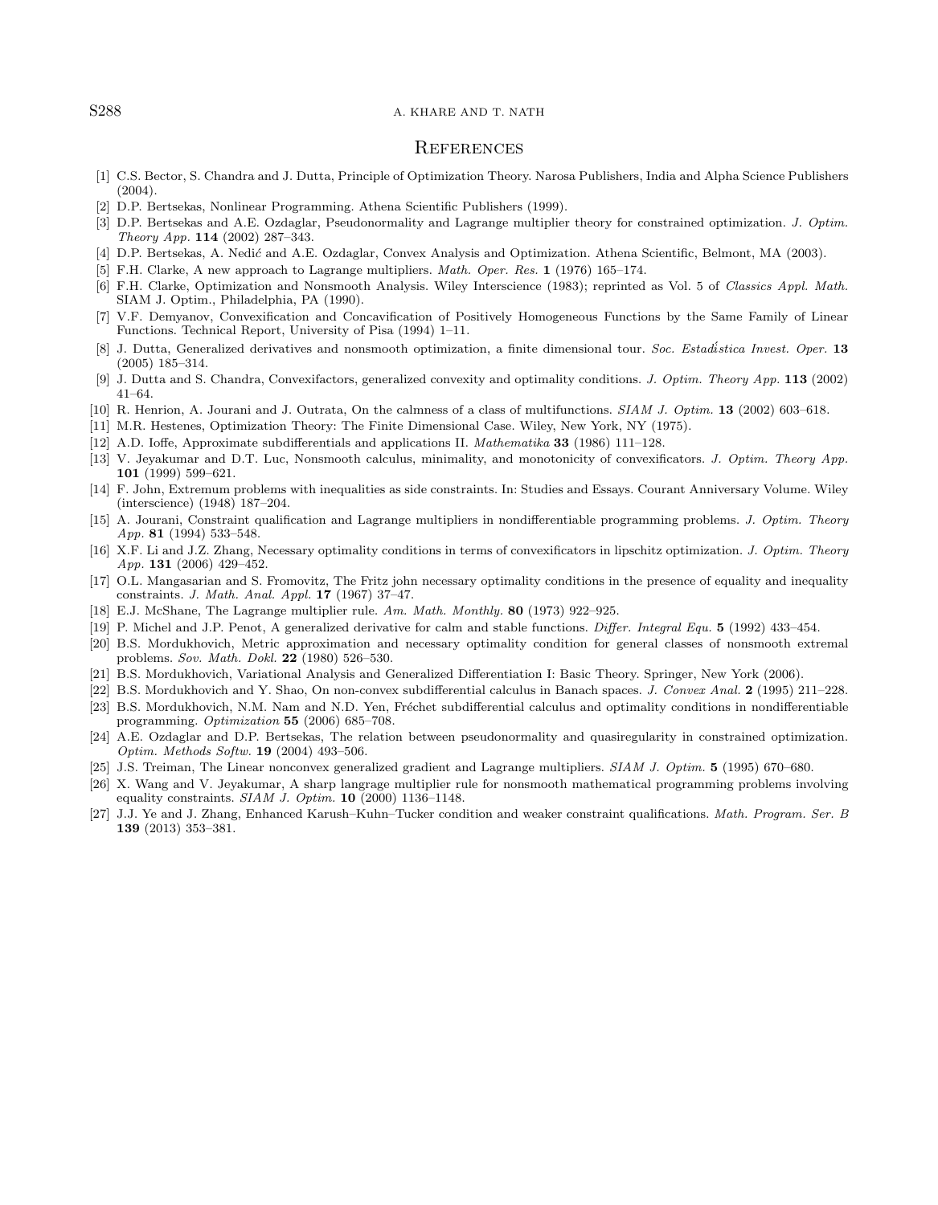## References

[1] C.S. Bector, S. Chandra and J. Dutta, Principle of Optimization Theory. Narosa Publishers, India and Alpha Science Publishers (2004).

[2] D.P. Bertsekas, Nonlinear Programming. Athena Scientific Publishers (1999).

[3] D.P. Bertsekas and A.E. Ozdaglar, Pseudonormality and Lagrange multiplier theory for constrained optimization. *J. Optim. Theory App.* **114** (2002) 287–343.

[4] D.P. Bertsekas, A. Nedić and A.E. Ozdaglar, Convex Analysis and Optimization. Athena Scientific, Belmont, MA (2003).

[5] F.H. Clarke, A new approach to Lagrange multipliers. *Math. Oper. Res.* **1** (1976) 165–174.

[6] F.H. Clarke, Optimization and Nonsmooth Analysis. Wiley Interscience (1983); reprinted as Vol. 5 of *Classics Appl. Math.* SIAM J. Optim., Philadelphia, PA (1990).

[7] V.F. Demyanov, Convexification and Concavification of Positively Homogeneous Functions by the Same Family of Linear Functions. Technical Report, University of Pisa (1994) 1–11.

[8] J. Dutta, Generalized derivatives and nonsmooth optimization, a finite dimensional tour. *Soc. Estadística Invest. Oper.* **13** (2005) 185–314.

[9] J. Dutta and S. Chandra, Convexifactors, generalized convexity and optimality conditions. *J. Optim. Theory App.* **113** (2002) 41–64.

[10] R. Henrion, A. Jourani and J. Outrata, On the calmness of a class of multifunctions. *SIAM J. Optim.* **13** (2002) 603–618.

[11] M.R. Hestenes, Optimization Theory: The Finite Dimensional Case. Wiley, New York, NY (1975).

[12] A.D. Ioffe, Approximate subdifferentials and applications II. *Mathematika* **33** (1986) 111–128.

[13] V. Jeyakumar and D.T. Luc, Nonsmooth calculus, minimality, and monotonicity of convexificators. *J. Optim. Theory App.* **101** (1999) 599–621.

[14] F. John, Extremum problems with inequalities as side constraints. In: Studies and Essays. Courant Anniversary Volume. Wiley (interscience) (1948) 187–204.

[15] A. Jourani, Constraint qualification and Lagrange multipliers in nondifferentiable programming problems. *J. Optim. Theory App.* **81** (1994) 533–548.

[16] X.F. Li and J.Z. Zhang, Necessary optimality conditions in terms of convexificators in lipschitz optimization. *J. Optim. Theory App.* **131** (2006) 429–452.

[17] O.L. Mangasarian and S. Fromovitz, The Fritz john necessary optimality conditions in the presence of equality and inequality constraints. *J. Math. Anal. Appl.* **17** (1967) 37–47.

[18] E.J. McShane, The Lagrange multiplier rule. *Am. Math. Monthly.* **80** (1973) 922–925.

[19] P. Michel and J.P. Penot, A generalized derivative for calm and stable functions. *Differ. Integral Equ.* **5** (1992) 433–454.

[20] B.S. Mordukhovich, Metric approximation and necessary optimality condition for general classes of nonsmooth extremal problems. *Sov. Math. Dokl.* **22** (1980) 526–530.

[21] B.S. Mordukhovich, Variational Analysis and Generalized Differentiation I: Basic Theory. Springer, New York (2006).

[22] B.S. Mordukhovich and Y. Shao, On non-convex subdifferential calculus in Banach spaces. *J. Convex Anal.* **2** (1995) 211–228.

[23] B.S. Mordukhovich, N.M. Nam and N.D. Yen, Fréchet subdifferential calculus and optimality conditions in nondifferentiable programming. *Optimization* **55** (2006) 685–708.

[24] A.E. Ozdaglar and D.P. Bertsekas, The relation between pseudonormality and quasiregularity in constrained optimization. *Optim. Methods Softw.* **19** (2004) 493–506.

[25] J.S. Treiman, The Linear nonconvex generalized gradient and Lagrange multipliers. *SIAM J. Optim.* **5** (1995) 670–680.

[26] X. Wang and V. Jeyakumar, A sharp langrage multiplier rule for nonsmooth mathematical programming problems involving equality constraints. *SIAM J. Optim.* **10** (2000) 1136–1148.

[27] J.J. Ye and J. Zhang, Enhanced Karush–Kuhn–Tucker condition and weaker constraint qualifications. *Math. Program. Ser. B* **139** (2013) 353–381.